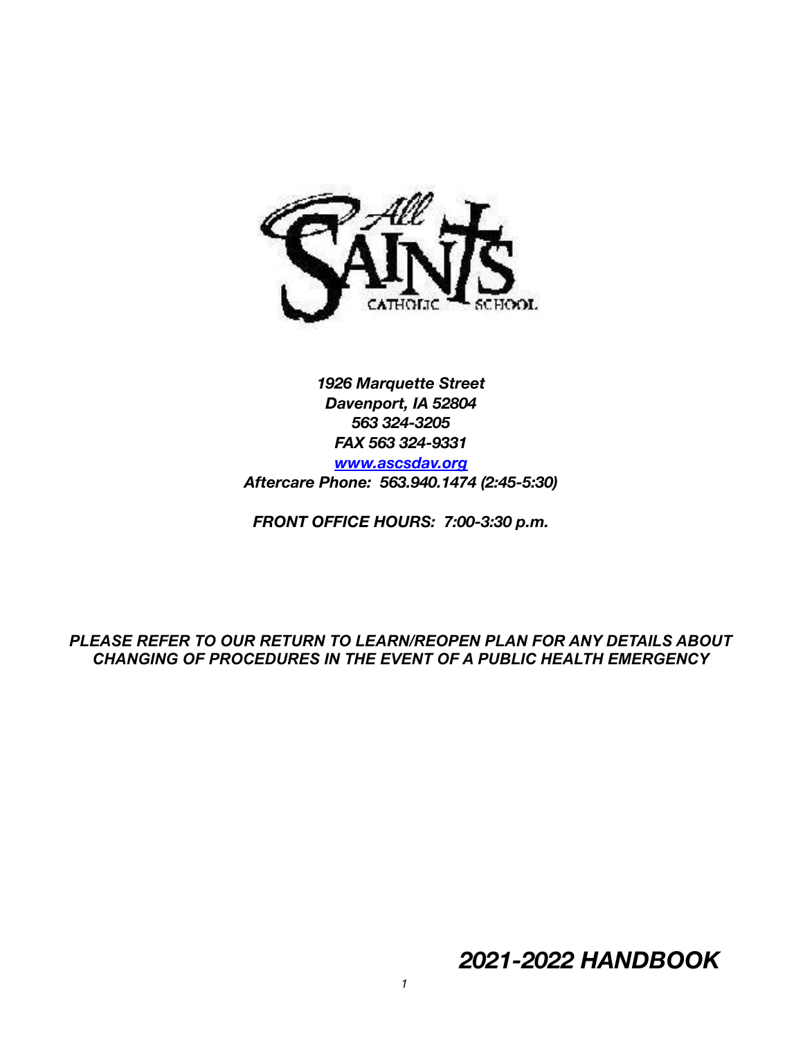*1926 Marquette Street*
*Davenport, IA 52804*
*563 324-3205*
*FAX 563 324-9331*
*[www.ascsdav.org](http://www.ascsdav.org)*
*Aftercare Phone: 563.940.1474 (2:45-5:30)*

***FRONT OFFICE HOURS: 7:00-3:30 p.m.***

***PLEASE REFER TO OUR RETURN TO LEARN/REOPEN PLAN FOR ANY DETAILS ABOUT CHANGING OF PROCEDURES IN THE EVENT OF A PUBLIC HEALTH EMERGENCY***

# *2021-2022 HANDBOOK*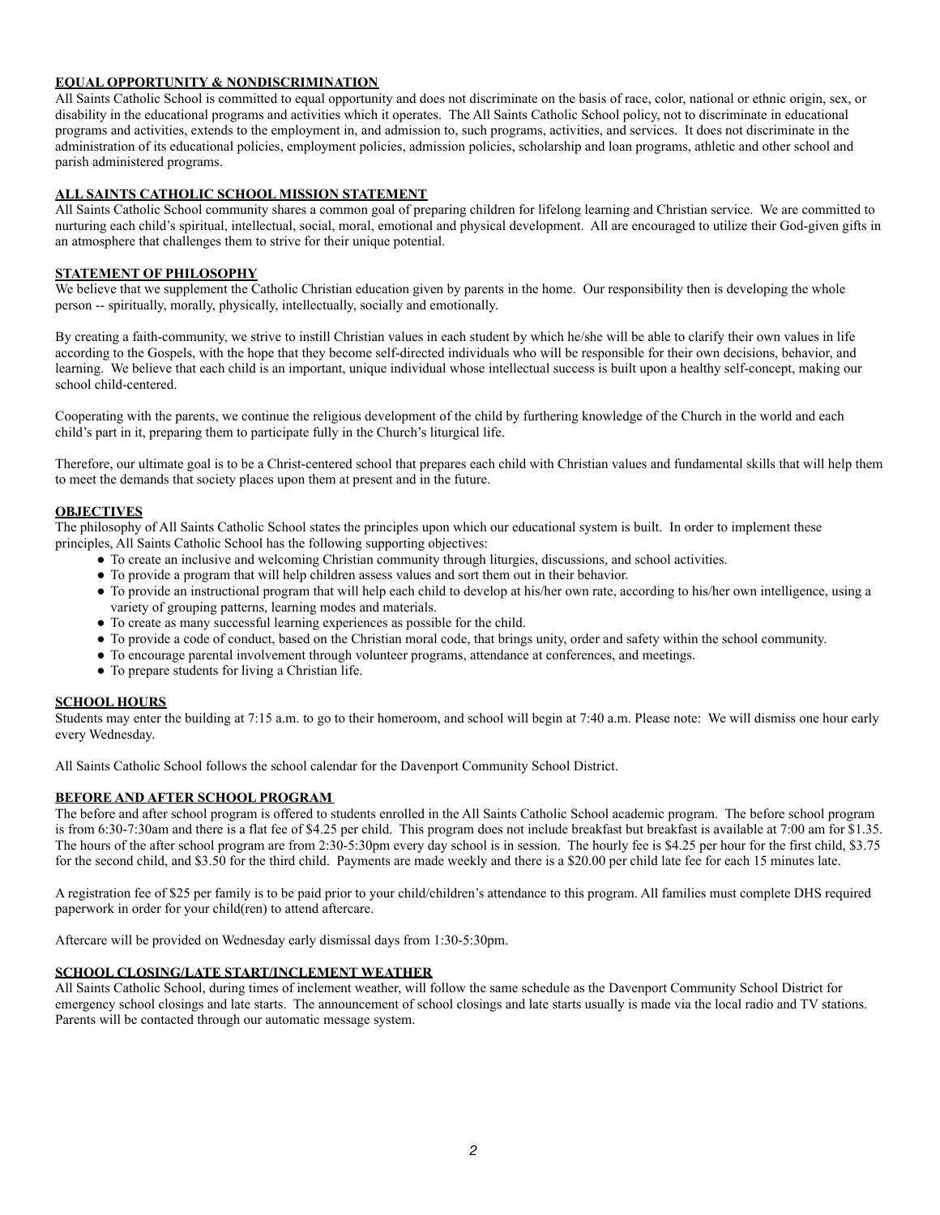## EQUAL OPPORTUNITY & NONDISCRIMINATION

All Saints Catholic School is committed to equal opportunity and does not discriminate on the basis of race, color, national or ethnic origin, sex, or disability in the educational programs and activities which it operates. The All Saints Catholic School policy, not to discriminate in educational programs and activities, extends to the employment in, and admission to, such programs, activities, and services. It does not discriminate in the administration of its educational policies, employment policies, admission policies, scholarship and loan programs, athletic and other school and parish administered programs.

## ALL SAINTS CATHOLIC SCHOOL MISSION STATEMENT

All Saints Catholic School community shares a common goal of preparing children for lifelong learning and Christian service. We are committed to nurturing each child's spiritual, intellectual, social, moral, emotional and physical development. All are encouraged to utilize their God-given gifts in an atmosphere that challenges them to strive for their unique potential.

## STATEMENT OF PHILOSOPHY

We believe that we supplement the Catholic Christian education given by parents in the home. Our responsibility then is developing the whole person -- spiritually, morally, physically, intellectually, socially and emotionally.

By creating a faith-community, we strive to instill Christian values in each student by which he/she will be able to clarify their own values in life according to the Gospels, with the hope that they become self-directed individuals who will be responsible for their own decisions, behavior, and learning. We believe that each child is an important, unique individual whose intellectual success is built upon a healthy self-concept, making our school child-centered.

Cooperating with the parents, we continue the religious development of the child by furthering knowledge of the Church in the world and each child's part in it, preparing them to participate fully in the Church's liturgical life.

Therefore, our ultimate goal is to be a Christ-centered school that prepares each child with Christian values and fundamental skills that will help them to meet the demands that society places upon them at present and in the future.

## OBJECTIVES

The philosophy of All Saints Catholic School states the principles upon which our educational system is built. In order to implement these principles, All Saints Catholic School has the following supporting objectives:

- To create an inclusive and welcoming Christian community through liturgies, discussions, and school activities.
- To provide a program that will help children assess values and sort them out in their behavior.
- To provide an instructional program that will help each child to develop at his/her own rate, according to his/her own intelligence, using a variety of grouping patterns, learning modes and materials.
- To create as many successful learning experiences as possible for the child.
- To provide a code of conduct, based on the Christian moral code, that brings unity, order and safety within the school community.
- To encourage parental involvement through volunteer programs, attendance at conferences, and meetings.
- To prepare students for living a Christian life.

## SCHOOL HOURS

Students may enter the building at 7:15 a.m. to go to their homeroom, and school will begin at 7:40 a.m. Please note: We will dismiss one hour early every Wednesday.

All Saints Catholic School follows the school calendar for the Davenport Community School District.

## BEFORE AND AFTER SCHOOL PROGRAM

The before and after school program is offered to students enrolled in the All Saints Catholic School academic program. The before school program is from 6:30-7:30am and there is a flat fee of $4.25 per child. This program does not include breakfast but breakfast is available at 7:00 am for $1.35. The hours of the after school program are from 2:30-5:30pm every day school is in session. The hourly fee is $4.25 per hour for the first child, $3.75 for the second child, and $3.50 for the third child. Payments are made weekly and there is a $20.00 per child late fee for each 15 minutes late.

A registration fee of $25 per family is to be paid prior to your child/children's attendance to this program. All families must complete DHS required paperwork in order for your child(ren) to attend aftercare.

Aftercare will be provided on Wednesday early dismissal days from 1:30-5:30pm.

## SCHOOL CLOSING/LATE START/INCLEMENT WEATHER

All Saints Catholic School, during times of inclement weather, will follow the same schedule as the Davenport Community School District for emergency school closings and late starts. The announcement of school closings and late starts usually is made via the local radio and TV stations. Parents will be contacted through our automatic message system.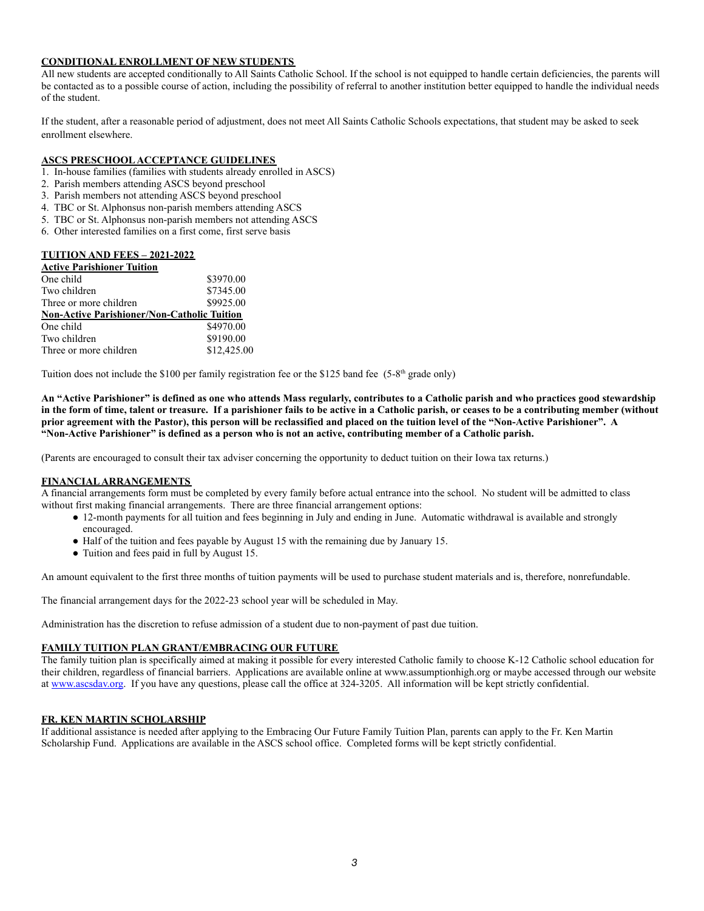## CONDITIONAL ENROLLMENT OF NEW STUDENTS

All new students are accepted conditionally to All Saints Catholic School. If the school is not equipped to handle certain deficiencies, the parents will be contacted as to a possible course of action, including the possibility of referral to another institution better equipped to handle the individual needs of the student.

If the student, after a reasonable period of adjustment, does not meet All Saints Catholic Schools expectations, that student may be asked to seek enrollment elsewhere.

## ASCS PRESCHOOL ACCEPTANCE GUIDELINES

1. In-house families (families with students already enrolled in ASCS)
2. Parish members attending ASCS beyond preschool
3. Parish members not attending ASCS beyond preschool
4. TBC or St. Alphonsus non-parish members attending ASCS
5. TBC or St. Alphonsus non-parish members not attending ASCS
6. Other interested families on a first come, first serve basis

## TUITION AND FEES – 2021-2022

| **Active Parishioner Tuition** | |
|---|---|
| One child | $3970.00 |
| Two children | $7345.00 |
| Three or more children | $9925.00 |
| **Non-Active Parishioner/Non-Catholic Tuition** | |
| One child | $4970.00 |
| Two children | $9190.00 |
| Three or more children | $12,425.00 |

Tuition does not include the $100 per family registration fee or the $125 band fee (5-8th grade only)

**An "Active Parishioner" is defined as one who attends Mass regularly, contributes to a Catholic parish and who practices good stewardship in the form of time, talent or treasure. If a parishioner fails to be active in a Catholic parish, or ceases to be a contributing member (without prior agreement with the Pastor), this person will be reclassified and placed on the tuition level of the "Non-Active Parishioner". A "Non-Active Parishioner" is defined as a person who is not an active, contributing member of a Catholic parish.**

(Parents are encouraged to consult their tax adviser concerning the opportunity to deduct tuition on their Iowa tax returns.)

## FINANCIAL ARRANGEMENTS

A financial arrangements form must be completed by every family before actual entrance into the school. No student will be admitted to class without first making financial arrangements. There are three financial arrangement options:

- 12-month payments for all tuition and fees beginning in July and ending in June. Automatic withdrawal is available and strongly encouraged.
- Half of the tuition and fees payable by August 15 with the remaining due by January 15.
- Tuition and fees paid in full by August 15.

An amount equivalent to the first three months of tuition payments will be used to purchase student materials and is, therefore, nonrefundable.

The financial arrangement days for the 2022-23 school year will be scheduled in May.

Administration has the discretion to refuse admission of a student due to non-payment of past due tuition.

## FAMILY TUITION PLAN GRANT/EMBRACING OUR FUTURE

The family tuition plan is specifically aimed at making it possible for every interested Catholic family to choose K-12 Catholic school education for their children, regardless of financial barriers. Applications are available online at www.assumptionhigh.org or maybe accessed through our website at www.ascsdav.org. If you have any questions, please call the office at 324-3205. All information will be kept strictly confidential.

## FR. KEN MARTIN SCHOLARSHIP

If additional assistance is needed after applying to the Embracing Our Future Family Tuition Plan, parents can apply to the Fr. Ken Martin Scholarship Fund. Applications are available in the ASCS school office. Completed forms will be kept strictly confidential.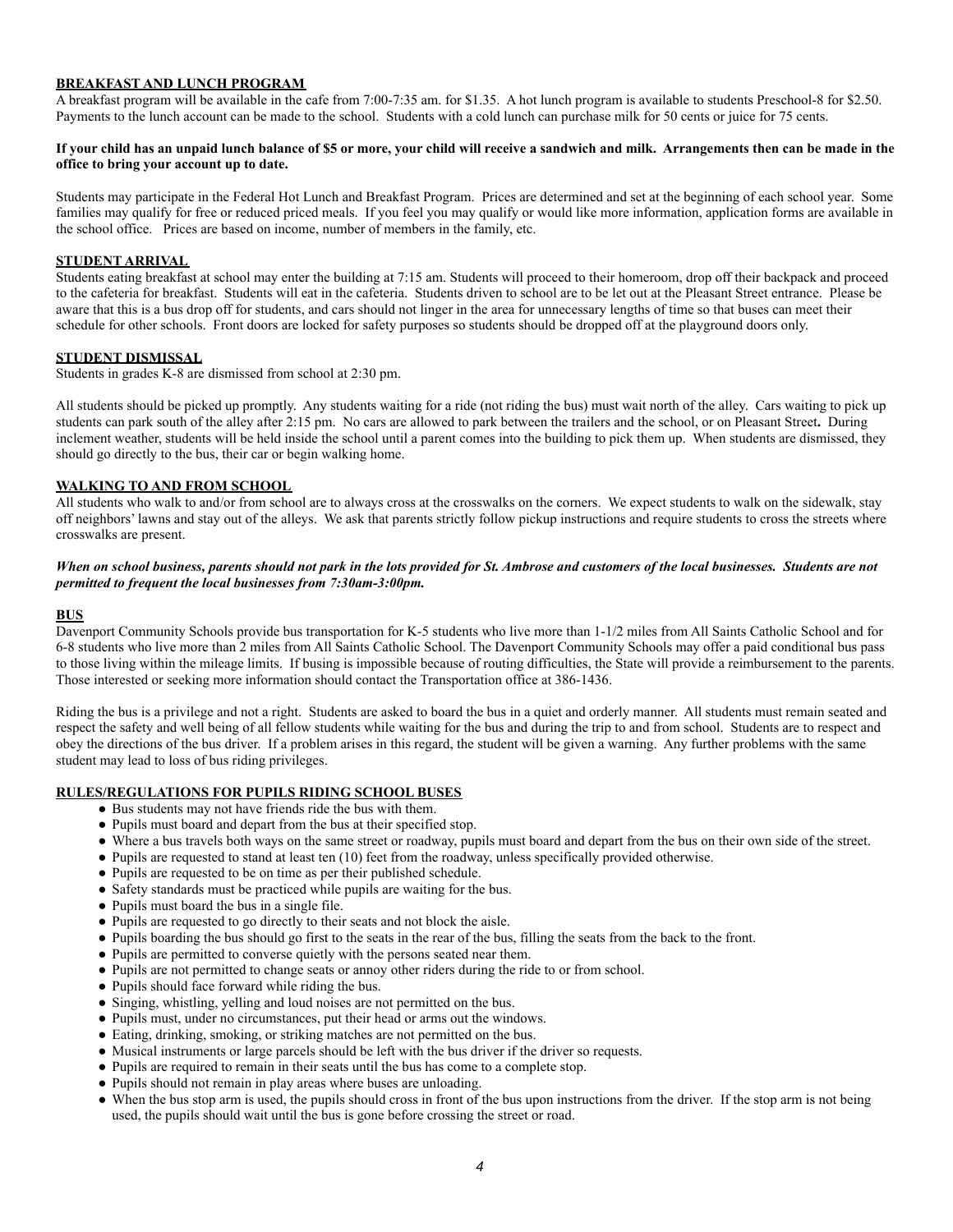## BREAKFAST AND LUNCH PROGRAM

A breakfast program will be available in the cafe from 7:00-7:35 am. for $1.35. A hot lunch program is available to students Preschool-8 for $2.50. Payments to the lunch account can be made to the school. Students with a cold lunch can purchase milk for 50 cents or juice for 75 cents.

**If your child has an unpaid lunch balance of $5 or more, your child will receive a sandwich and milk. Arrangements then can be made in the office to bring your account up to date.**

Students may participate in the Federal Hot Lunch and Breakfast Program. Prices are determined and set at the beginning of each school year. Some families may qualify for free or reduced priced meals. If you feel you may qualify or would like more information, application forms are available in the school office. Prices are based on income, number of members in the family, etc.

## STUDENT ARRIVAL

Students eating breakfast at school may enter the building at 7:15 am. Students will proceed to their homeroom, drop off their backpack and proceed to the cafeteria for breakfast. Students will eat in the cafeteria. Students driven to school are to be let out at the Pleasant Street entrance. Please be aware that this is a bus drop off for students, and cars should not linger in the area for unnecessary lengths of time so that buses can meet their schedule for other schools. Front doors are locked for safety purposes so students should be dropped off at the playground doors only.

## STUDENT DISMISSAL

Students in grades K-8 are dismissed from school at 2:30 pm.

All students should be picked up promptly. Any students waiting for a ride (not riding the bus) must wait north of the alley. Cars waiting to pick up students can park south of the alley after 2:15 pm. No cars are allowed to park between the trailers and the school, or on Pleasant Street**.** During inclement weather, students will be held inside the school until a parent comes into the building to pick them up. When students are dismissed, they should go directly to the bus, their car or begin walking home.

## WALKING TO AND FROM SCHOOL

All students who walk to and/or from school are to always cross at the crosswalks on the corners. We expect students to walk on the sidewalk, stay off neighbors' lawns and stay out of the alleys. We ask that parents strictly follow pickup instructions and require students to cross the streets where crosswalks are present.

***When on school business, parents should not park in the lots provided for St. Ambrose and customers of the local businesses. Students are not permitted to frequent the local businesses from 7:30am-3:00pm.***

## BUS

Davenport Community Schools provide bus transportation for K-5 students who live more than 1-1/2 miles from All Saints Catholic School and for 6-8 students who live more than 2 miles from All Saints Catholic School. The Davenport Community Schools may offer a paid conditional bus pass to those living within the mileage limits. If busing is impossible because of routing difficulties, the State will provide a reimbursement to the parents. Those interested or seeking more information should contact the Transportation office at 386-1436.

Riding the bus is a privilege and not a right. Students are asked to board the bus in a quiet and orderly manner. All students must remain seated and respect the safety and well being of all fellow students while waiting for the bus and during the trip to and from school. Students are to respect and obey the directions of the bus driver. If a problem arises in this regard, the student will be given a warning. Any further problems with the same student may lead to loss of bus riding privileges.

## RULES/REGULATIONS FOR PUPILS RIDING SCHOOL BUSES

- Bus students may not have friends ride the bus with them.
- Pupils must board and depart from the bus at their specified stop.
- Where a bus travels both ways on the same street or roadway, pupils must board and depart from the bus on their own side of the street.
- Pupils are requested to stand at least ten (10) feet from the roadway, unless specifically provided otherwise.
- Pupils are requested to be on time as per their published schedule.
- Safety standards must be practiced while pupils are waiting for the bus.
- Pupils must board the bus in a single file.
- Pupils are requested to go directly to their seats and not block the aisle.
- Pupils boarding the bus should go first to the seats in the rear of the bus, filling the seats from the back to the front.
- Pupils are permitted to converse quietly with the persons seated near them.
- Pupils are not permitted to change seats or annoy other riders during the ride to or from school.
- Pupils should face forward while riding the bus.
- Singing, whistling, yelling and loud noises are not permitted on the bus.
- Pupils must, under no circumstances, put their head or arms out the windows.
- Eating, drinking, smoking, or striking matches are not permitted on the bus.
- Musical instruments or large parcels should be left with the bus driver if the driver so requests.
- Pupils are required to remain in their seats until the bus has come to a complete stop.
- Pupils should not remain in play areas where buses are unloading.
- When the bus stop arm is used, the pupils should cross in front of the bus upon instructions from the driver. If the stop arm is not being used, the pupils should wait until the bus is gone before crossing the street or road.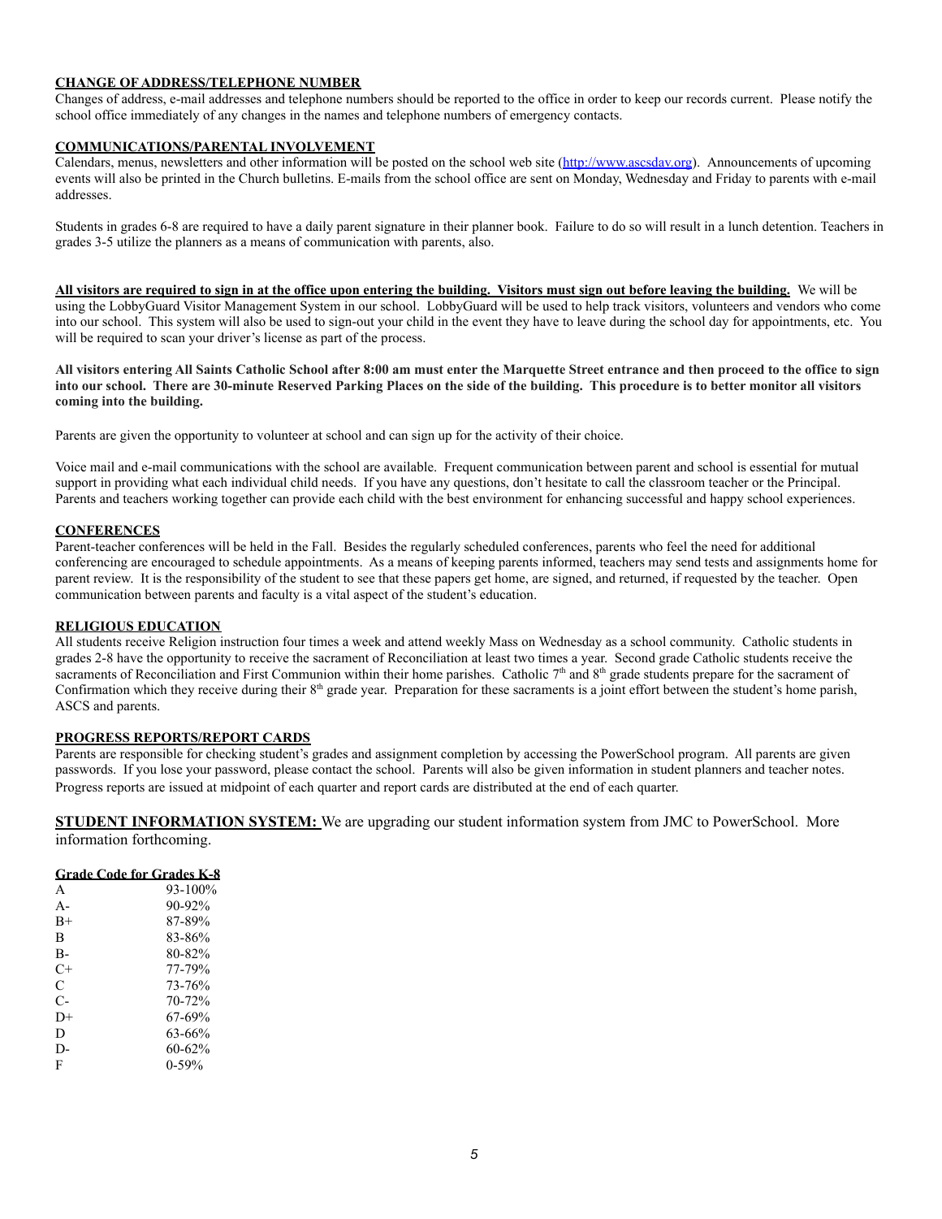## CHANGE OF ADDRESS/TELEPHONE NUMBER

Changes of address, e-mail addresses and telephone numbers should be reported to the office in order to keep our records current. Please notify the school office immediately of any changes in the names and telephone numbers of emergency contacts.

## COMMUNICATIONS/PARENTAL INVOLVEMENT

Calendars, menus, newsletters and other information will be posted on the school web site (http://www.ascsday.org). Announcements of upcoming events will also be printed in the Church bulletins. E-mails from the school office are sent on Monday, Wednesday and Friday to parents with e-mail addresses.

Students in grades 6-8 are required to have a daily parent signature in their planner book. Failure to do so will result in a lunch detention. Teachers in grades 3-5 utilize the planners as a means of communication with parents, also.

**All visitors are required to sign in at the office upon entering the building. Visitors must sign out before leaving the building.** We will be using the LobbyGuard Visitor Management System in our school. LobbyGuard will be used to help track visitors, volunteers and vendors who come into our school. This system will also be used to sign-out your child in the event they have to leave during the school day for appointments, etc. You will be required to scan your driver's license as part of the process.

**All visitors entering All Saints Catholic School after 8:00 am must enter the Marquette Street entrance and then proceed to the office to sign into our school. There are 30-minute Reserved Parking Places on the side of the building. This procedure is to better monitor all visitors coming into the building.**

Parents are given the opportunity to volunteer at school and can sign up for the activity of their choice.

Voice mail and e-mail communications with the school are available. Frequent communication between parent and school is essential for mutual support in providing what each individual child needs. If you have any questions, don't hesitate to call the classroom teacher or the Principal. Parents and teachers working together can provide each child with the best environment for enhancing successful and happy school experiences.

## CONFERENCES

Parent-teacher conferences will be held in the Fall. Besides the regularly scheduled conferences, parents who feel the need for additional conferencing are encouraged to schedule appointments. As a means of keeping parents informed, teachers may send tests and assignments home for parent review. It is the responsibility of the student to see that these papers get home, are signed, and returned, if requested by the teacher. Open communication between parents and faculty is a vital aspect of the student's education.

## RELIGIOUS EDUCATION

All students receive Religion instruction four times a week and attend weekly Mass on Wednesday as a school community. Catholic students in grades 2-8 have the opportunity to receive the sacrament of Reconciliation at least two times a year. Second grade Catholic students receive the sacraments of Reconciliation and First Communion within their home parishes. Catholic 7th and 8th grade students prepare for the sacrament of Confirmation which they receive during their 8th grade year. Preparation for these sacraments is a joint effort between the student's home parish, ASCS and parents.

## PROGRESS REPORTS/REPORT CARDS

Parents are responsible for checking student's grades and assignment completion by accessing the PowerSchool program. All parents are given passwords. If you lose your password, please contact the school. Parents will also be given information in student planners and teacher notes. Progress reports are issued at midpoint of each quarter and report cards are distributed at the end of each quarter.

**STUDENT INFORMATION SYSTEM:** We are upgrading our student information system from JMC to PowerSchool. More information forthcoming.

### Grade Code for Grades K-8

| Grade | Percentage |
|---|---|
| A | 93-100% |
| A- | 90-92% |
| B+ | 87-89% |
| B | 83-86% |
| B- | 80-82% |
| C+ | 77-79% |
| C | 73-76% |
| C- | 70-72% |
| D+ | 67-69% |
| D | 63-66% |
| D- | 60-62% |
| F | 0-59% |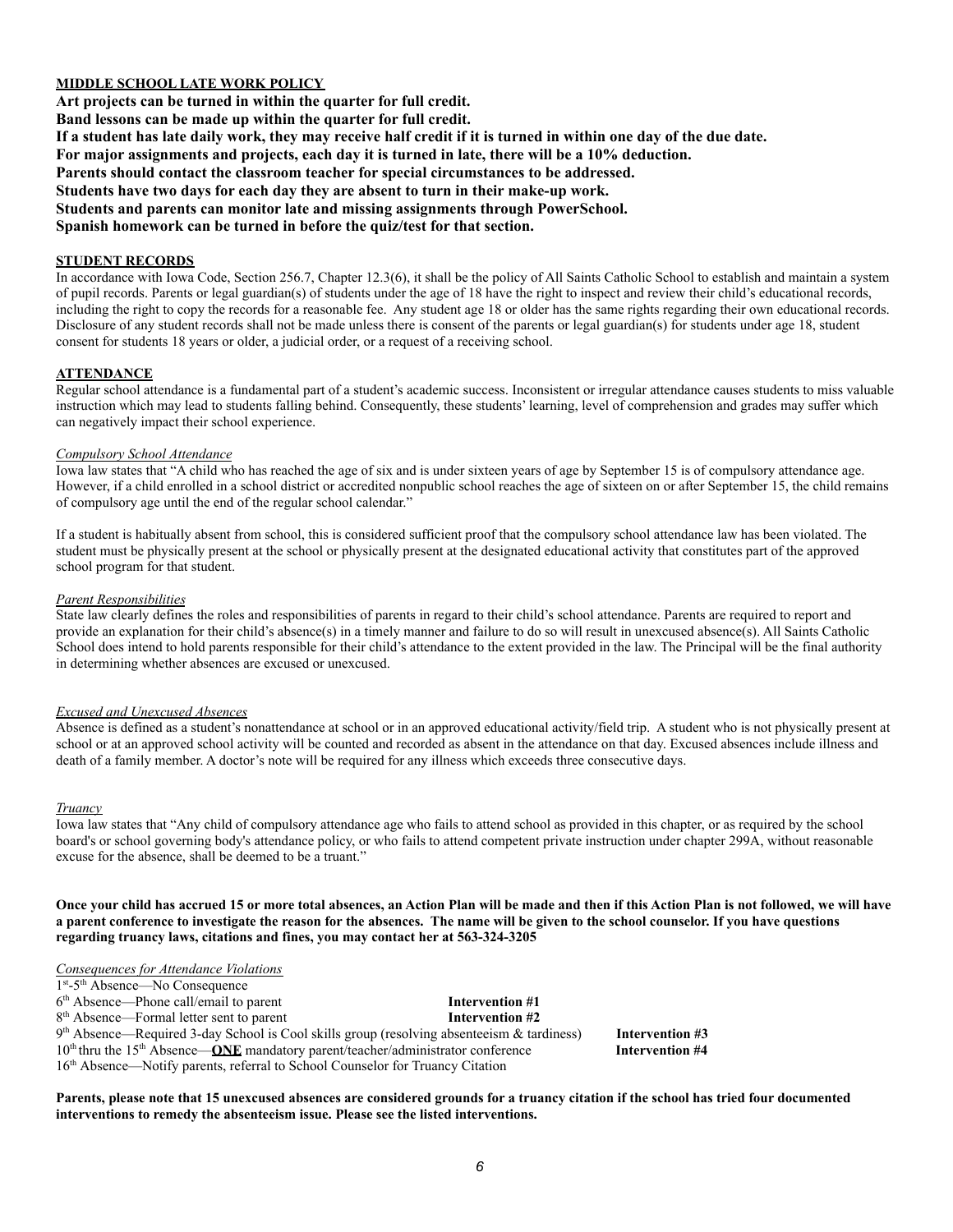## MIDDLE SCHOOL LATE WORK POLICY

**Art projects can be turned in within the quarter for full credit.**
**Band lessons can be made up within the quarter for full credit.**
**If a student has late daily work, they may receive half credit if it is turned in within one day of the due date.**
**For major assignments and projects, each day it is turned in late, there will be a 10% deduction.**
**Parents should contact the classroom teacher for special circumstances to be addressed.**
**Students have two days for each day they are absent to turn in their make-up work.**
**Students and parents can monitor late and missing assignments through PowerSchool.**
**Spanish homework can be turned in before the quiz/test for that section.**

## STUDENT RECORDS

In accordance with Iowa Code, Section 256.7, Chapter 12.3(6), it shall be the policy of All Saints Catholic School to establish and maintain a system of pupil records. Parents or legal guardian(s) of students under the age of 18 have the right to inspect and review their child's educational records, including the right to copy the records for a reasonable fee. Any student age 18 or older has the same rights regarding their own educational records. Disclosure of any student records shall not be made unless there is consent of the parents or legal guardian(s) for students under age 18, student consent for students 18 years or older, a judicial order, or a request of a receiving school.

## ATTENDANCE

Regular school attendance is a fundamental part of a student's academic success. Inconsistent or irregular attendance causes students to miss valuable instruction which may lead to students falling behind. Consequently, these students' learning, level of comprehension and grades may suffer which can negatively impact their school experience.

*Compulsory School Attendance*

Iowa law states that "A child who has reached the age of six and is under sixteen years of age by September 15 is of compulsory attendance age. However, if a child enrolled in a school district or accredited nonpublic school reaches the age of sixteen on or after September 15, the child remains of compulsory age until the end of the regular school calendar."

If a student is habitually absent from school, this is considered sufficient proof that the compulsory school attendance law has been violated. The student must be physically present at the school or physically present at the designated educational activity that constitutes part of the approved school program for that student.

*Parent Responsibilities*

State law clearly defines the roles and responsibilities of parents in regard to their child's school attendance. Parents are required to report and provide an explanation for their child's absence(s) in a timely manner and failure to do so will result in unexcused absence(s). All Saints Catholic School does intend to hold parents responsible for their child's attendance to the extent provided in the law. The Principal will be the final authority in determining whether absences are excused or unexcused.

*Excused and Unexcused Absences*

Absence is defined as a student's nonattendance at school or in an approved educational activity/field trip. A student who is not physically present at school or at an approved school activity will be counted and recorded as absent in the attendance on that day. Excused absences include illness and death of a family member. A doctor's note will be required for any illness which exceeds three consecutive days.

*Truancy*

Iowa law states that "Any child of compulsory attendance age who fails to attend school as provided in this chapter, or as required by the school board's or school governing body's attendance policy, or who fails to attend competent private instruction under chapter 299A, without reasonable excuse for the absence, shall be deemed to be a truant."

**Once your child has accrued 15 or more total absences, an Action Plan will be made and then if this Action Plan is not followed, we will have a parent conference to investigate the reason for the absences. The name will be given to the school counselor. If you have questions regarding truancy laws, citations and fines, you may contact her at 563-324-3205**

*Consequences for Attendance Violations*

1st-5th Absence—No Consequence
6th Absence—Phone call/email to parent **Intervention #1**
8th Absence—Formal letter sent to parent **Intervention #2**
9th Absence—Required 3-day School is Cool skills group (resolving absenteeism & tardiness) **Intervention #3**
10th thru the 15th Absence—**ONE** mandatory parent/teacher/administrator conference **Intervention #4**
16th Absence—Notify parents, referral to School Counselor for Truancy Citation

**Parents, please note that 15 unexcused absences are considered grounds for a truancy citation if the school has tried four documented interventions to remedy the absenteeism issue. Please see the listed interventions.**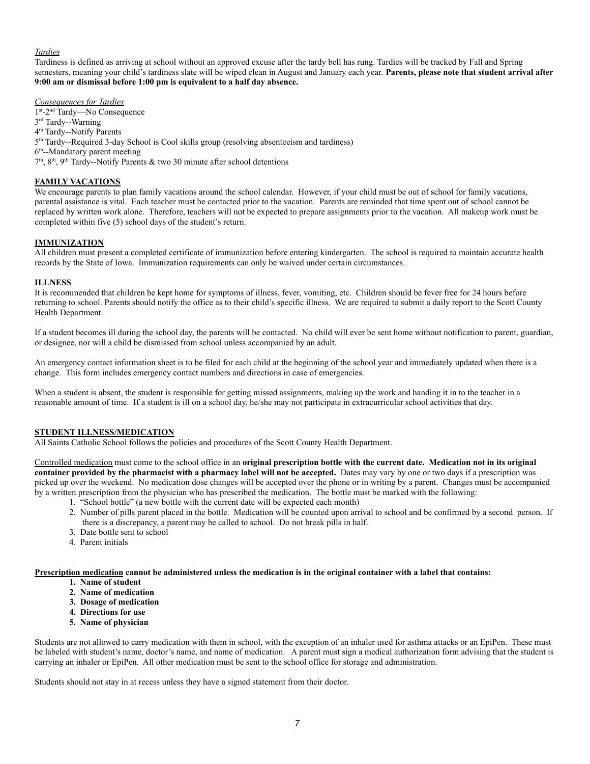*Tardies*

Tardiness is defined as arriving at school without an approved excuse after the tardy bell has rung. Tardies will be tracked by Fall and Spring semesters, meaning your child's tardiness slate will be wiped clean in August and January each year. **Parents, please note that student arrival after 9:00 am or dismissal before 1:00 pm is equivalent to a half day absence.**

*Consequences for Tardies*

1st-2nd Tardy—No Consequence
3rd Tardy--Warning
4th Tardy--Notify Parents
5th Tardy--Required 3-day School is Cool skills group (resolving absenteeism and tardiness)
6th--Mandatory parent meeting
7th, 8th, 9th Tardy--Notify Parents & two 30 minute after school detentions

## FAMILY VACATIONS

We encourage parents to plan family vacations around the school calendar. However, if your child must be out of school for family vacations, parental assistance is vital. Each teacher must be contacted prior to the vacation. Parents are reminded that time spent out of school cannot be replaced by written work alone. Therefore, teachers will not be expected to prepare assignments prior to the vacation. All makeup work must be completed within five (5) school days of the student's return.

## IMMUNIZATION

All children must present a completed certificate of immunization before entering kindergarten. The school is required to maintain accurate health records by the State of Iowa. Immunization requirements can only be waived under certain circumstances.

## ILLNESS

It is recommended that children be kept home for symptoms of illness, fever, vomiting, etc. Children should be fever free for 24 hours before returning to school. Parents should notify the office as to their child's specific illness. We are required to submit a daily report to the Scott County Health Department.

If a student becomes ill during the school day, the parents will be contacted. No child will ever be sent home without notification to parent, guardian, or designee, nor will a child be dismissed from school unless accompanied by an adult.

An emergency contact information sheet is to be filed for each child at the beginning of the school year and immediately updated when there is a change. This form includes emergency contact numbers and directions in case of emergencies.

When a student is absent, the student is responsible for getting missed assignments, making up the work and handing it in to the teacher in a reasonable amount of time. If a student is ill on a school day, he/she may not participate in extracurricular school activities that day.

## STUDENT ILLNESS/MEDICATION

All Saints Catholic School follows the policies and procedures of the Scott County Health Department.

Controlled medication must come to the school office in an **original prescription bottle with the current date. Medication not in its original container provided by the pharmacist with a pharmacy label will not be accepted.** Dates may vary by one or two days if a prescription was picked up over the weekend. No medication dose changes will be accepted over the phone or in writing by a parent. Changes must be accompanied by a written prescription from the physician who has prescribed the medication. The bottle must be marked with the following:

1. "School bottle" (a new bottle with the current date will be expected each month)
2. Number of pills parent placed in the bottle. Medication will be counted upon arrival to school and be confirmed by a second person. If there is a discrepancy, a parent may be called to school. Do not break pills in half.
3. Date bottle sent to school
4. Parent initials

**Prescription medication cannot be administered unless the medication is in the original container with a label that contains:**

1. **Name of student**
2. **Name of medication**
3. **Dosage of medication**
4. **Directions for use**
5. **Name of physician**

Students are not allowed to carry medication with them in school, with the exception of an inhaler used for asthma attacks or an EpiPen. These must be labeled with student's name, doctor's name, and name of medication. A parent must sign a medical authorization form advising that the student is carrying an inhaler or EpiPen. All other medication must be sent to the school office for storage and administration.

Students should not stay in at recess unless they have a signed statement from their doctor.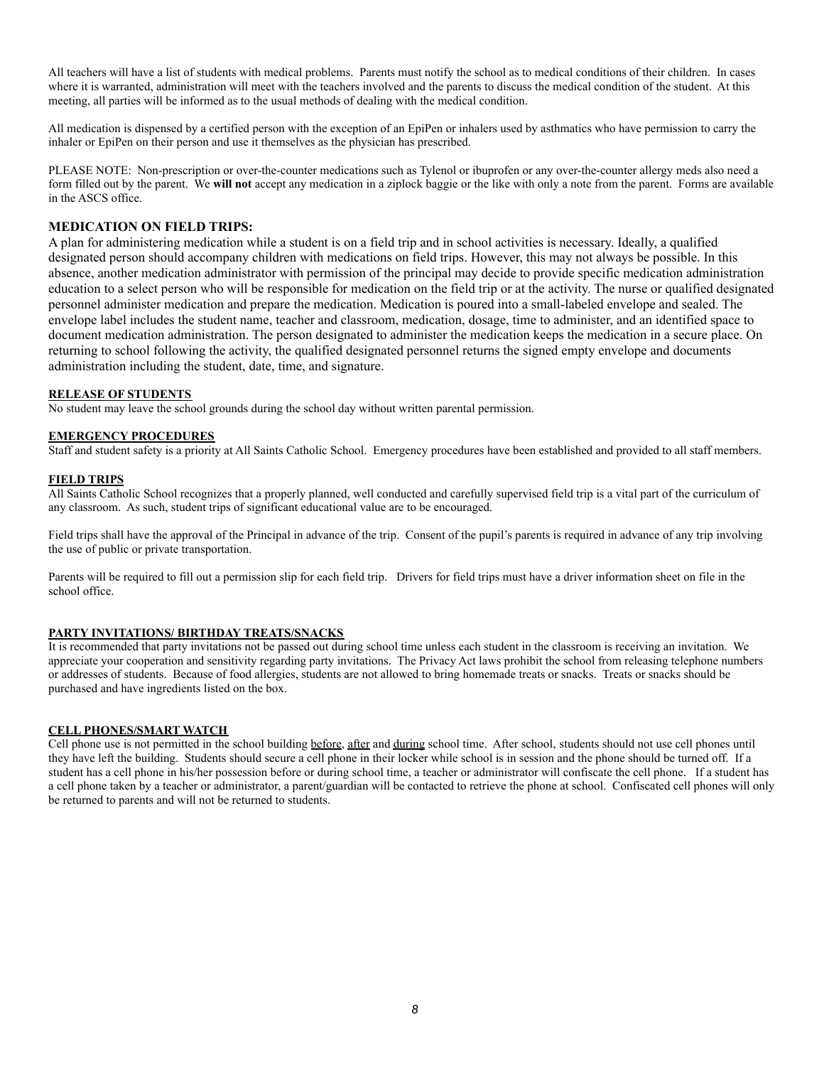All teachers will have a list of students with medical problems. Parents must notify the school as to medical conditions of their children. In cases where it is warranted, administration will meet with the teachers involved and the parents to discuss the medical condition of the student. At this meeting, all parties will be informed as to the usual methods of dealing with the medical condition.

All medication is dispensed by a certified person with the exception of an EpiPen or inhalers used by asthmatics who have permission to carry the inhaler or EpiPen on their person and use it themselves as the physician has prescribed.

PLEASE NOTE: Non-prescription or over-the-counter medications such as Tylenol or ibuprofen or any over-the-counter allergy meds also need a form filled out by the parent. We **will not** accept any medication in a ziplock baggie or the like with only a note from the parent. Forms are available in the ASCS office.

### MEDICATION ON FIELD TRIPS:

A plan for administering medication while a student is on a field trip and in school activities is necessary. Ideally, a qualified designated person should accompany children with medications on field trips. However, this may not always be possible. In this absence, another medication administrator with permission of the principal may decide to provide specific medication administration education to a select person who will be responsible for medication on the field trip or at the activity. The nurse or qualified designated personnel administer medication and prepare the medication. Medication is poured into a small-labeled envelope and sealed. The envelope label includes the student name, teacher and classroom, medication, dosage, time to administer, and an identified space to document medication administration. The person designated to administer the medication keeps the medication in a secure place. On returning to school following the activity, the qualified designated personnel returns the signed empty envelope and documents administration including the student, date, time, and signature.

#### RELEASE OF STUDENTS

No student may leave the school grounds during the school day without written parental permission.

#### EMERGENCY PROCEDURES

Staff and student safety is a priority at All Saints Catholic School. Emergency procedures have been established and provided to all staff members.

#### FIELD TRIPS

All Saints Catholic School recognizes that a properly planned, well conducted and carefully supervised field trip is a vital part of the curriculum of any classroom. As such, student trips of significant educational value are to be encouraged.

Field trips shall have the approval of the Principal in advance of the trip. Consent of the pupil's parents is required in advance of any trip involving the use of public or private transportation.

Parents will be required to fill out a permission slip for each field trip. Drivers for field trips must have a driver information sheet on file in the school office.

#### PARTY INVITATIONS/ BIRTHDAY TREATS/SNACKS

It is recommended that party invitations not be passed out during school time unless each student in the classroom is receiving an invitation. We appreciate your cooperation and sensitivity regarding party invitations. The Privacy Act laws prohibit the school from releasing telephone numbers or addresses of students. Because of food allergies, students are not allowed to bring homemade treats or snacks. Treats or snacks should be purchased and have ingredients listed on the box.

#### CELL PHONES/SMART WATCH

Cell phone use is not permitted in the school building <u>before</u>, <u>after</u> and <u>during</u> school time. After school, students should not use cell phones until they have left the building. Students should secure a cell phone in their locker while school is in session and the phone should be turned off. If a student has a cell phone in his/her possession before or during school time, a teacher or administrator will confiscate the cell phone. If a student has a cell phone taken by a teacher or administrator, a parent/guardian will be contacted to retrieve the phone at school. Confiscated cell phones will only be returned to parents and will not be returned to students.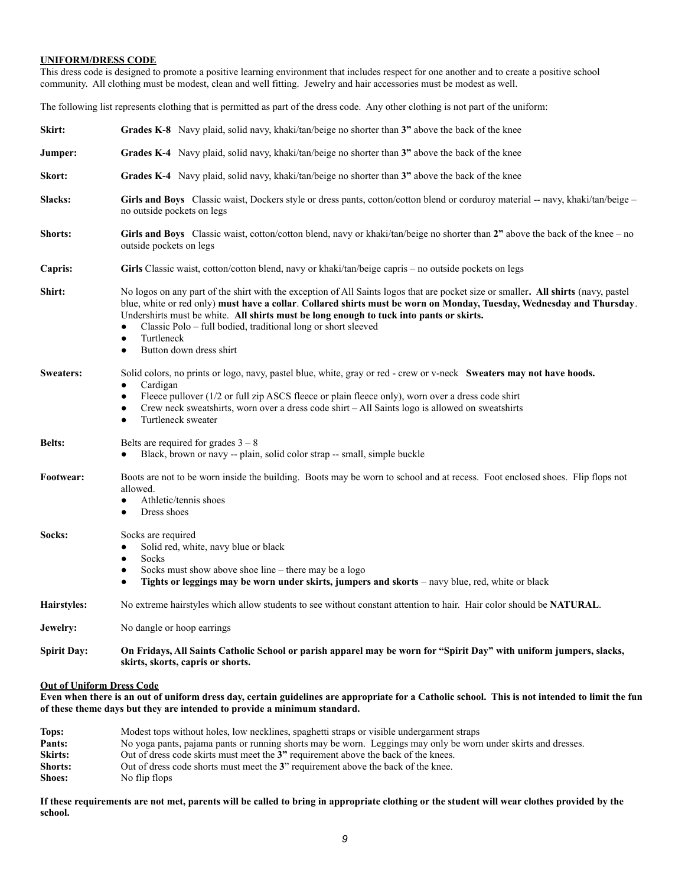**UNIFORM/DRESS CODE**

This dress code is designed to promote a positive learning environment that includes respect for one another and to create a positive school community. All clothing must be modest, clean and well fitting. Jewelry and hair accessories must be modest as well.

The following list represents clothing that is permitted as part of the dress code. Any other clothing is not part of the uniform:

**Skirt:** **Grades K-8** Navy plaid, solid navy, khaki/tan/beige no shorter than **3"** above the back of the knee

**Jumper:** **Grades K-4** Navy plaid, solid navy, khaki/tan/beige no shorter than **3"** above the back of the knee

**Skort:** **Grades K-4** Navy plaid, solid navy, khaki/tan/beige no shorter than **3"** above the back of the knee

**Slacks:** **Girls and Boys** Classic waist, Dockers style or dress pants, cotton/cotton blend or corduroy material -- navy, khaki/tan/beige – no outside pockets on legs

**Shorts:** **Girls and Boys** Classic waist, cotton/cotton blend, navy or khaki/tan/beige no shorter than **2"** above the back of the knee – no outside pockets on legs

**Capris:** **Girls** Classic waist, cotton/cotton blend, navy or khaki/tan/beige capris – no outside pockets on legs

**Shirt:** No logos on any part of the shirt with the exception of All Saints logos that are pocket size or smaller**. All shirts** (navy, pastel blue, white or red only) **must have a collar**. **Collared shirts must be worn on Monday, Tuesday, Wednesday and Thursday**. Undershirts must be white. **All shirts must be long enough to tuck into pants or skirts.**

- Classic Polo – full bodied, traditional long or short sleeved
- Turtleneck
- Button down dress shirt

**Sweaters:** Solid colors, no prints or logo, navy, pastel blue, white, gray or red - crew or v-neck **Sweaters may not have hoods.**

- Cardigan
- Fleece pullover (1/2 or full zip ASCS fleece or plain fleece only), worn over a dress code shirt
- Crew neck sweatshirts, worn over a dress code shirt – All Saints logo is allowed on sweatshirts
- Turtleneck sweater

**Belts:** Belts are required for grades 3 – 8

- Black, brown or navy -- plain, solid color strap -- small, simple buckle

**Footwear:** Boots are not to be worn inside the building. Boots may be worn to school and at recess. Foot enclosed shoes. Flip flops not allowed.

- Athletic/tennis shoes
- Dress shoes

**Socks:** Socks are required

- Solid red, white, navy blue or black
- Socks
- Socks must show above shoe line – there may be a logo
- **Tights or leggings may be worn under skirts, jumpers and skorts** – navy blue, red, white or black

**Hairstyles:** No extreme hairstyles which allow students to see without constant attention to hair. Hair color should be **NATURAL**.

**Jewelry:** No dangle or hoop earrings

**Spirit Day:** **On Fridays, All Saints Catholic School or parish apparel may be worn for "Spirit Day" with uniform jumpers, slacks, skirts, skorts, capris or shorts.**

**Out of Uniform Dress Code**

**Even when there is an out of uniform dress day, certain guidelines are appropriate for a Catholic school. This is not intended to limit the fun of these theme days but they are intended to provide a minimum standard.**

**Tops:** Modest tops without holes, low necklines, spaghetti straps or visible undergarment straps
**Pants:** No yoga pants, pajama pants or running shorts may be worn. Leggings may only be worn under skirts and dresses.
**Skirts:** Out of dress code skirts must meet the **3"** requirement above the back of the knees.
**Shorts:** Out of dress code shorts must meet the **3**" requirement above the back of the knee.
**Shoes:** No flip flops

**If these requirements are not met, parents will be called to bring in appropriate clothing or the student will wear clothes provided by the school.**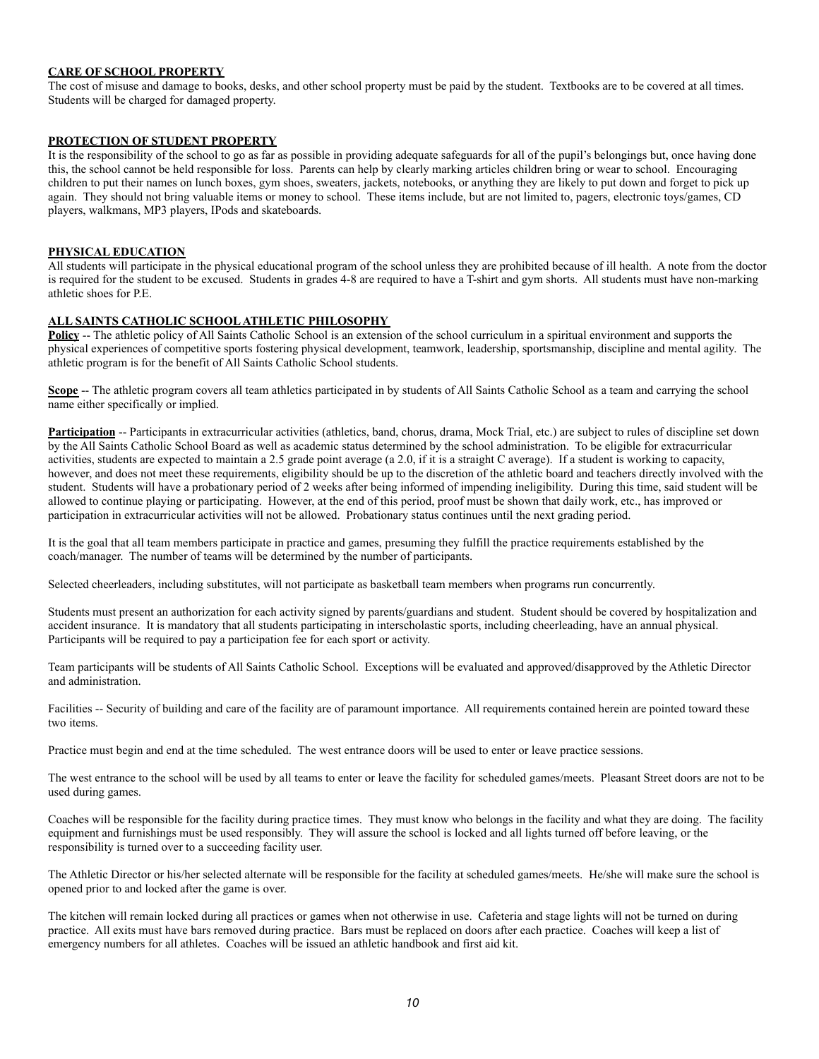## CARE OF SCHOOL PROPERTY

The cost of misuse and damage to books, desks, and other school property must be paid by the student. Textbooks are to be covered at all times. Students will be charged for damaged property.

## PROTECTION OF STUDENT PROPERTY

It is the responsibility of the school to go as far as possible in providing adequate safeguards for all of the pupil's belongings but, once having done this, the school cannot be held responsible for loss. Parents can help by clearly marking articles children bring or wear to school. Encouraging children to put their names on lunch boxes, gym shoes, sweaters, jackets, notebooks, or anything they are likely to put down and forget to pick up again. They should not bring valuable items or money to school. These items include, but are not limited to, pagers, electronic toys/games, CD players, walkmans, MP3 players, IPods and skateboards.

## PHYSICAL EDUCATION

All students will participate in the physical educational program of the school unless they are prohibited because of ill health. A note from the doctor is required for the student to be excused. Students in grades 4-8 are required to have a T-shirt and gym shorts. All students must have non-marking athletic shoes for P.E.

## ALL SAINTS CATHOLIC SCHOOL ATHLETIC PHILOSOPHY

**Policy** -- The athletic policy of All Saints Catholic School is an extension of the school curriculum in a spiritual environment and supports the physical experiences of competitive sports fostering physical development, teamwork, leadership, sportsmanship, discipline and mental agility. The athletic program is for the benefit of All Saints Catholic School students.

**Scope** -- The athletic program covers all team athletics participated in by students of All Saints Catholic School as a team and carrying the school name either specifically or implied.

**Participation** -- Participants in extracurricular activities (athletics, band, chorus, drama, Mock Trial, etc.) are subject to rules of discipline set down by the All Saints Catholic School Board as well as academic status determined by the school administration. To be eligible for extracurricular activities, students are expected to maintain a 2.5 grade point average (a 2.0, if it is a straight C average). If a student is working to capacity, however, and does not meet these requirements, eligibility should be up to the discretion of the athletic board and teachers directly involved with the student. Students will have a probationary period of 2 weeks after being informed of impending ineligibility. During this time, said student will be allowed to continue playing or participating. However, at the end of this period, proof must be shown that daily work, etc., has improved or participation in extracurricular activities will not be allowed. Probationary status continues until the next grading period.

It is the goal that all team members participate in practice and games, presuming they fulfill the practice requirements established by the coach/manager. The number of teams will be determined by the number of participants.

Selected cheerleaders, including substitutes, will not participate as basketball team members when programs run concurrently.

Students must present an authorization for each activity signed by parents/guardians and student. Student should be covered by hospitalization and accident insurance. It is mandatory that all students participating in interscholastic sports, including cheerleading, have an annual physical. Participants will be required to pay a participation fee for each sport or activity.

Team participants will be students of All Saints Catholic School. Exceptions will be evaluated and approved/disapproved by the Athletic Director and administration.

Facilities -- Security of building and care of the facility are of paramount importance. All requirements contained herein are pointed toward these two items.

Practice must begin and end at the time scheduled. The west entrance doors will be used to enter or leave practice sessions.

The west entrance to the school will be used by all teams to enter or leave the facility for scheduled games/meets. Pleasant Street doors are not to be used during games.

Coaches will be responsible for the facility during practice times. They must know who belongs in the facility and what they are doing. The facility equipment and furnishings must be used responsibly. They will assure the school is locked and all lights turned off before leaving, or the responsibility is turned over to a succeeding facility user.

The Athletic Director or his/her selected alternate will be responsible for the facility at scheduled games/meets. He/she will make sure the school is opened prior to and locked after the game is over.

The kitchen will remain locked during all practices or games when not otherwise in use. Cafeteria and stage lights will not be turned on during practice. All exits must have bars removed during practice. Bars must be replaced on doors after each practice. Coaches will keep a list of emergency numbers for all athletes. Coaches will be issued an athletic handbook and first aid kit.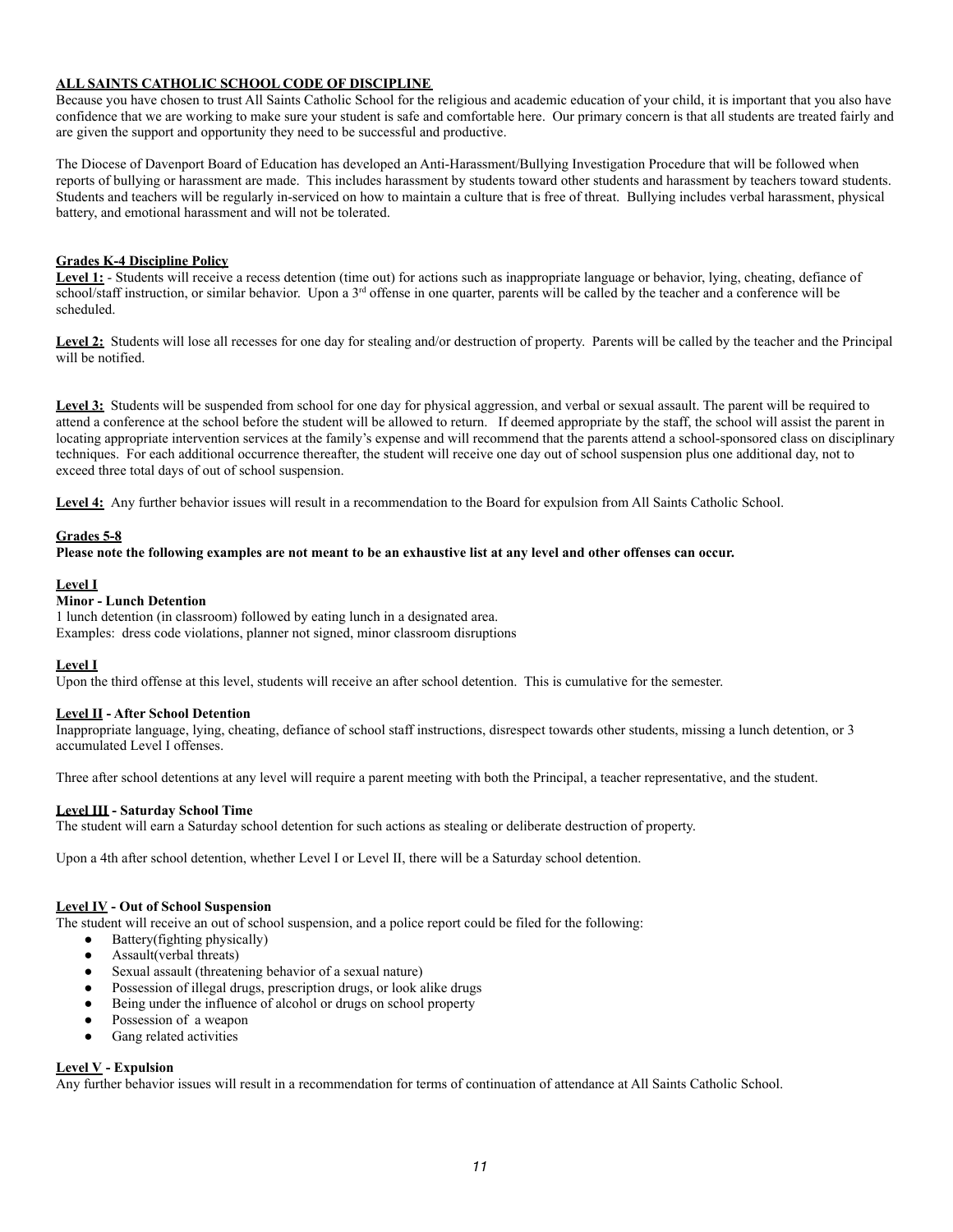## ALL SAINTS CATHOLIC SCHOOL CODE OF DISCIPLINE

Because you have chosen to trust All Saints Catholic School for the religious and academic education of your child, it is important that you also have confidence that we are working to make sure your student is safe and comfortable here. Our primary concern is that all students are treated fairly and are given the support and opportunity they need to be successful and productive.

The Diocese of Davenport Board of Education has developed an Anti-Harassment/Bullying Investigation Procedure that will be followed when reports of bullying or harassment are made. This includes harassment by students toward other students and harassment by teachers toward students. Students and teachers will be regularly in-serviced on how to maintain a culture that is free of threat. Bullying includes verbal harassment, physical battery, and emotional harassment and will not be tolerated.

### Grades K-4 Discipline Policy

**Level 1:** - Students will receive a recess detention (time out) for actions such as inappropriate language or behavior, lying, cheating, defiance of school/staff instruction, or similar behavior. Upon a 3rd offense in one quarter, parents will be called by the teacher and a conference will be scheduled.

**Level 2:** Students will lose all recesses for one day for stealing and/or destruction of property. Parents will be called by the teacher and the Principal will be notified.

**Level 3:** Students will be suspended from school for one day for physical aggression, and verbal or sexual assault. The parent will be required to attend a conference at the school before the student will be allowed to return. If deemed appropriate by the staff, the school will assist the parent in locating appropriate intervention services at the family's expense and will recommend that the parents attend a school-sponsored class on disciplinary techniques. For each additional occurrence thereafter, the student will receive one day out of school suspension plus one additional day, not to exceed three total days of out of school suspension.

**Level 4:** Any further behavior issues will result in a recommendation to the Board for expulsion from All Saints Catholic School.

### Grades 5-8

**Please note the following examples are not meant to be an exhaustive list at any level and other offenses can occur.**

#### Level I

**Minor - Lunch Detention**

1 lunch detention (in classroom) followed by eating lunch in a designated area.
Examples: dress code violations, planner not signed, minor classroom disruptions

#### Level I

Upon the third offense at this level, students will receive an after school detention. This is cumulative for the semester.

#### Level II - After School Detention

Inappropriate language, lying, cheating, defiance of school staff instructions, disrespect towards other students, missing a lunch detention, or 3 accumulated Level I offenses.

Three after school detentions at any level will require a parent meeting with both the Principal, a teacher representative, and the student.

#### Level III - Saturday School Time

The student will earn a Saturday school detention for such actions as stealing or deliberate destruction of property.

Upon a 4th after school detention, whether Level I or Level II, there will be a Saturday school detention.

#### Level IV - Out of School Suspension

The student will receive an out of school suspension, and a police report could be filed for the following:

- Battery(fighting physically)
- Assault(verbal threats)
- Sexual assault (threatening behavior of a sexual nature)
- Possession of illegal drugs, prescription drugs, or look alike drugs
- Being under the influence of alcohol or drugs on school property
- Possession of a weapon
- Gang related activities

#### Level V - Expulsion

Any further behavior issues will result in a recommendation for terms of continuation of attendance at All Saints Catholic School.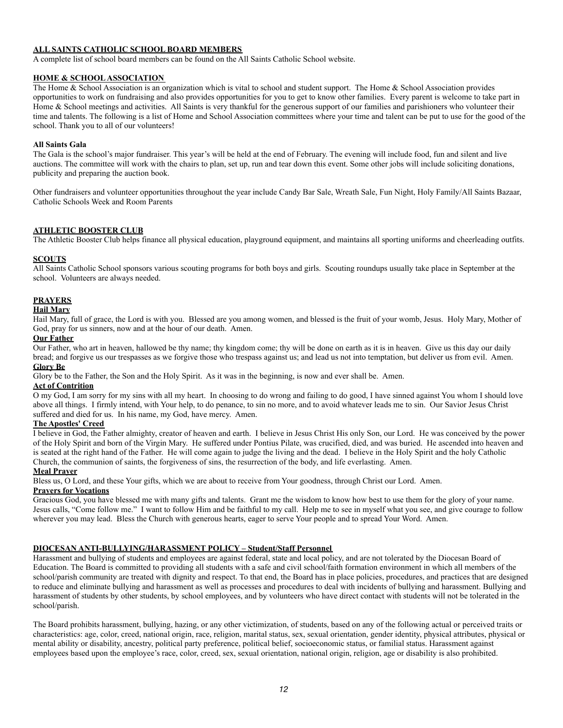## ALL SAINTS CATHOLIC SCHOOL BOARD MEMBERS

A complete list of school board members can be found on the All Saints Catholic School website.

## HOME & SCHOOL ASSOCIATION

The Home & School Association is an organization which is vital to school and student support. The Home & School Association provides opportunities to work on fundraising and also provides opportunities for you to get to know other families. Every parent is welcome to take part in Home & School meetings and activities. All Saints is very thankful for the generous support of our families and parishioners who volunteer their time and talents. The following is a list of Home and School Association committees where your time and talent can be put to use for the good of the school. Thank you to all of our volunteers!

### All Saints Gala

The Gala is the school's major fundraiser. This year's will be held at the end of February. The evening will include food, fun and silent and live auctions. The committee will work with the chairs to plan, set up, run and tear down this event. Some other jobs will include soliciting donations, publicity and preparing the auction book.

Other fundraisers and volunteer opportunities throughout the year include Candy Bar Sale, Wreath Sale, Fun Night, Holy Family/All Saints Bazaar, Catholic Schools Week and Room Parents

## ATHLETIC BOOSTER CLUB

The Athletic Booster Club helps finance all physical education, playground equipment, and maintains all sporting uniforms and cheerleading outfits.

## SCOUTS

All Saints Catholic School sponsors various scouting programs for both boys and girls. Scouting roundups usually take place in September at the school. Volunteers are always needed.

## PRAYERS

### Hail Mary

Hail Mary, full of grace, the Lord is with you. Blessed are you among women, and blessed is the fruit of your womb, Jesus. Holy Mary, Mother of God, pray for us sinners, now and at the hour of our death. Amen.

### Our Father

Our Father, who art in heaven, hallowed be thy name; thy kingdom come; thy will be done on earth as it is in heaven. Give us this day our daily bread; and forgive us our trespasses as we forgive those who trespass against us; and lead us not into temptation, but deliver us from evil. Amen.

### Glory Be

Glory be to the Father, the Son and the Holy Spirit. As it was in the beginning, is now and ever shall be. Amen.

### Act of Contrition

O my God, I am sorry for my sins with all my heart. In choosing to do wrong and failing to do good, I have sinned against You whom I should love above all things. I firmly intend, with Your help, to do penance, to sin no more, and to avoid whatever leads me to sin. Our Savior Jesus Christ suffered and died for us. In his name, my God, have mercy. Amen.

### The Apostles' Creed

I believe in God, the Father almighty, creator of heaven and earth. I believe in Jesus Christ His only Son, our Lord. He was conceived by the power of the Holy Spirit and born of the Virgin Mary. He suffered under Pontius Pilate, was crucified, died, and was buried. He ascended into heaven and is seated at the right hand of the Father. He will come again to judge the living and the dead. I believe in the Holy Spirit and the holy Catholic Church, the communion of saints, the forgiveness of sins, the resurrection of the body, and life everlasting. Amen.

### Meal Prayer

Bless us, O Lord, and these Your gifts, which we are about to receive from Your goodness, through Christ our Lord. Amen.

### Prayers for Vocations

Gracious God, you have blessed me with many gifts and talents. Grant me the wisdom to know how best to use them for the glory of your name. Jesus calls, "Come follow me." I want to follow Him and be faithful to my call. Help me to see in myself what you see, and give courage to follow wherever you may lead. Bless the Church with generous hearts, eager to serve Your people and to spread Your Word. Amen.

## DIOCESAN ANTI-BULLYING/HARASSMENT POLICY – Student/Staff Personnel

Harassment and bullying of students and employees are against federal, state and local policy, and are not tolerated by the Diocesan Board of Education. The Board is committed to providing all students with a safe and civil school/faith formation environment in which all members of the school/parish community are treated with dignity and respect. To that end, the Board has in place policies, procedures, and practices that are designed to reduce and eliminate bullying and harassment as well as processes and procedures to deal with incidents of bullying and harassment. Bullying and harassment of students by other students, by school employees, and by volunteers who have direct contact with students will not be tolerated in the school/parish.

The Board prohibits harassment, bullying, hazing, or any other victimization, of students, based on any of the following actual or perceived traits or characteristics: age, color, creed, national origin, race, religion, marital status, sex, sexual orientation, gender identity, physical attributes, physical or mental ability or disability, ancestry, political party preference, political belief, socioeconomic status, or familial status. Harassment against employees based upon the employee's race, color, creed, sex, sexual orientation, national origin, religion, age or disability is also prohibited.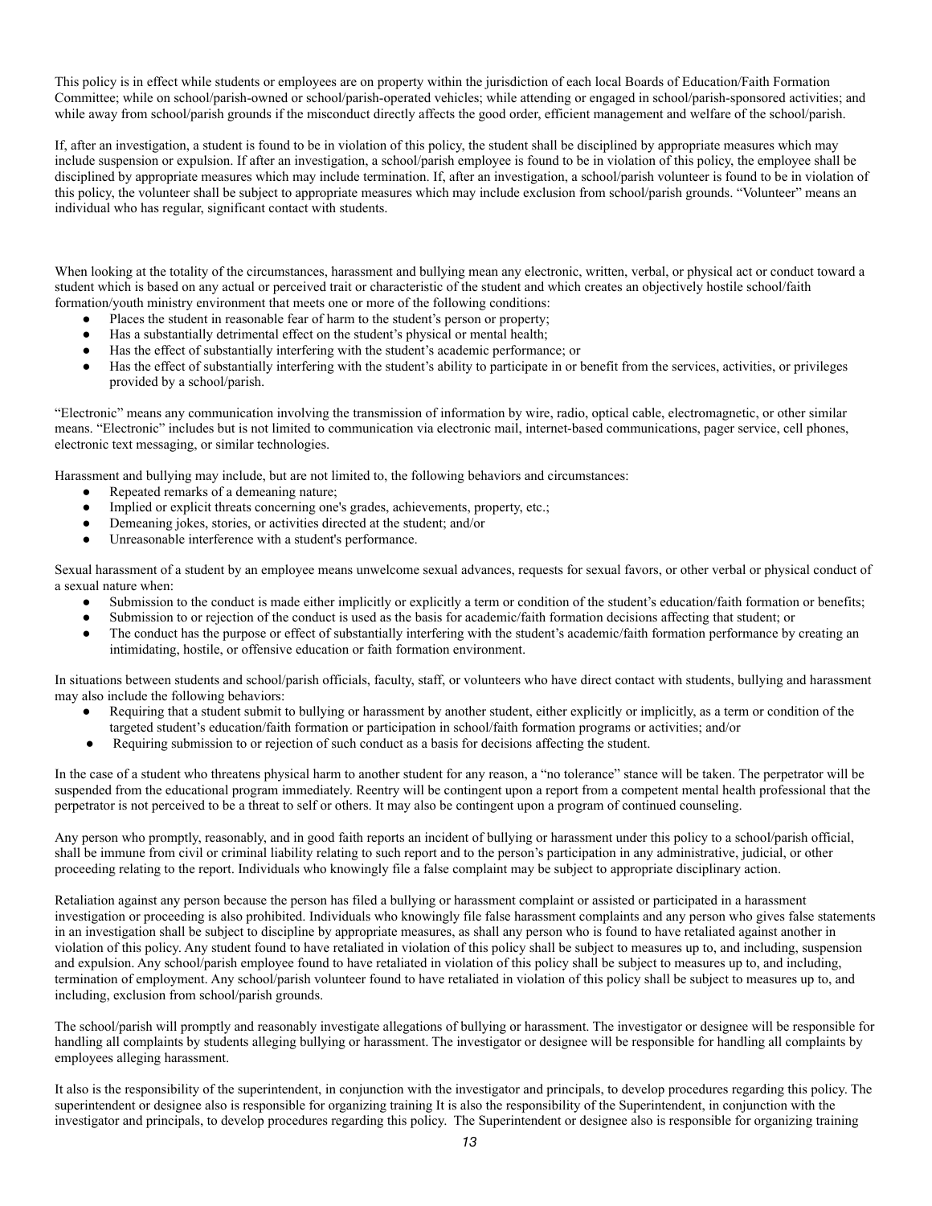This policy is in effect while students or employees are on property within the jurisdiction of each local Boards of Education/Faith Formation Committee; while on school/parish-owned or school/parish-operated vehicles; while attending or engaged in school/parish-sponsored activities; and while away from school/parish grounds if the misconduct directly affects the good order, efficient management and welfare of the school/parish.

If, after an investigation, a student is found to be in violation of this policy, the student shall be disciplined by appropriate measures which may include suspension or expulsion. If after an investigation, a school/parish employee is found to be in violation of this policy, the employee shall be disciplined by appropriate measures which may include termination. If, after an investigation, a school/parish volunteer is found to be in violation of this policy, the volunteer shall be subject to appropriate measures which may include exclusion from school/parish grounds. "Volunteer" means an individual who has regular, significant contact with students.

When looking at the totality of the circumstances, harassment and bullying mean any electronic, written, verbal, or physical act or conduct toward a student which is based on any actual or perceived trait or characteristic of the student and which creates an objectively hostile school/faith formation/youth ministry environment that meets one or more of the following conditions:

- Places the student in reasonable fear of harm to the student's person or property;
- Has a substantially detrimental effect on the student's physical or mental health;
- Has the effect of substantially interfering with the student's academic performance; or
- Has the effect of substantially interfering with the student's ability to participate in or benefit from the services, activities, or privileges provided by a school/parish.

"Electronic" means any communication involving the transmission of information by wire, radio, optical cable, electromagnetic, or other similar means. "Electronic" includes but is not limited to communication via electronic mail, internet-based communications, pager service, cell phones, electronic text messaging, or similar technologies.

Harassment and bullying may include, but are not limited to, the following behaviors and circumstances:

- Repeated remarks of a demeaning nature;
- Implied or explicit threats concerning one's grades, achievements, property, etc.;
- Demeaning jokes, stories, or activities directed at the student; and/or
- Unreasonable interference with a student's performance.

Sexual harassment of a student by an employee means unwelcome sexual advances, requests for sexual favors, or other verbal or physical conduct of a sexual nature when:

- Submission to the conduct is made either implicitly or explicitly a term or condition of the student's education/faith formation or benefits;
- Submission to or rejection of the conduct is used as the basis for academic/faith formation decisions affecting that student; or
- The conduct has the purpose or effect of substantially interfering with the student's academic/faith formation performance by creating an intimidating, hostile, or offensive education or faith formation environment.

In situations between students and school/parish officials, faculty, staff, or volunteers who have direct contact with students, bullying and harassment may also include the following behaviors:

- Requiring that a student submit to bullying or harassment by another student, either explicitly or implicitly, as a term or condition of the targeted student's education/faith formation or participation in school/faith formation programs or activities; and/or
- Requiring submission to or rejection of such conduct as a basis for decisions affecting the student.

In the case of a student who threatens physical harm to another student for any reason, a "no tolerance" stance will be taken. The perpetrator will be suspended from the educational program immediately. Reentry will be contingent upon a report from a competent mental health professional that the perpetrator is not perceived to be a threat to self or others. It may also be contingent upon a program of continued counseling.

Any person who promptly, reasonably, and in good faith reports an incident of bullying or harassment under this policy to a school/parish official, shall be immune from civil or criminal liability relating to such report and to the person's participation in any administrative, judicial, or other proceeding relating to the report. Individuals who knowingly file a false complaint may be subject to appropriate disciplinary action.

Retaliation against any person because the person has filed a bullying or harassment complaint or assisted or participated in a harassment investigation or proceeding is also prohibited. Individuals who knowingly file false harassment complaints and any person who gives false statements in an investigation shall be subject to discipline by appropriate measures, as shall any person who is found to have retaliated against another in violation of this policy. Any student found to have retaliated in violation of this policy shall be subject to measures up to, and including, suspension and expulsion. Any school/parish employee found to have retaliated in violation of this policy shall be subject to measures up to, and including, termination of employment. Any school/parish volunteer found to have retaliated in violation of this policy shall be subject to measures up to, and including, exclusion from school/parish grounds.

The school/parish will promptly and reasonably investigate allegations of bullying or harassment. The investigator or designee will be responsible for handling all complaints by students alleging bullying or harassment. The investigator or designee will be responsible for handling all complaints by employees alleging harassment.

It also is the responsibility of the superintendent, in conjunction with the investigator and principals, to develop procedures regarding this policy. The superintendent or designee also is responsible for organizing training It is also the responsibility of the Superintendent, in conjunction with the investigator and principals, to develop procedures regarding this policy. The Superintendent or designee also is responsible for organizing training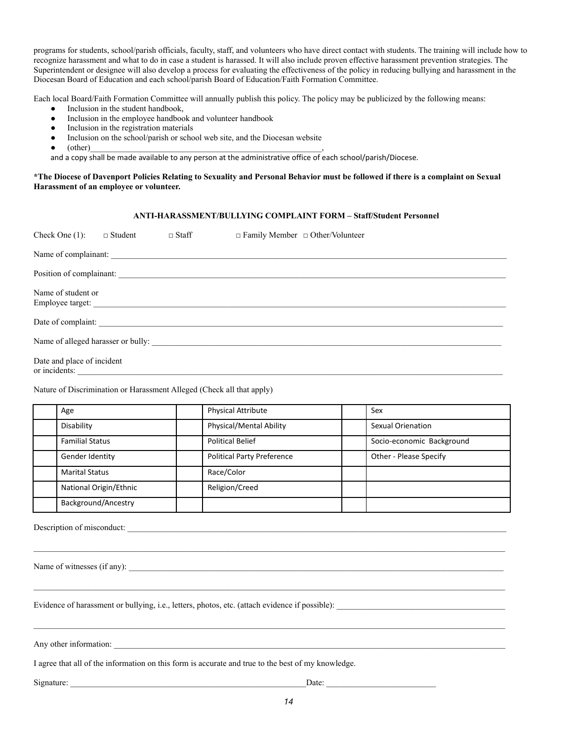programs for students, school/parish officials, faculty, staff, and volunteers who have direct contact with students. The training will include how to recognize harassment and what to do in case a student is harassed. It will also include proven effective harassment prevention strategies. The Superintendent or designee will also develop a process for evaluating the effectiveness of the policy in reducing bullying and harassment in the Diocesan Board of Education and each school/parish Board of Education/Faith Formation Committee.

Each local Board/Faith Formation Committee will annually publish this policy. The policy may be publicized by the following means:

- Inclusion in the student handbook,
- Inclusion in the employee handbook and volunteer handbook
- Inclusion in the registration materials
- Inclusion on the school/parish or school web site, and the Diocesan website
- (other)________________________________________________________,

and a copy shall be made available to any person at the administrative office of each school/parish/Diocese.

**\*The Diocese of Davenport Policies Relating to Sexuality and Personal Behavior must be followed if there is a complaint on Sexual Harassment of an employee or volunteer.**

### ANTI-HARASSMENT/BULLYING COMPLAINT FORM – Staff/Student Personnel

Check One (1): □ Student □ Staff □ Family Member □ Other/Volunteer

Name of complainant: ______________________________________________________________________________

Position of complainant: ____________________________________________________________________________

Name of student or
Employee target: __________________________________________________________________________________

Date of complaint: _________________________________________________________________________________

Name of alleged harasser or bully: ____________________________________________________________________

Date and place of incident
or incidents: ______________________________________________________________________________________

Nature of Discrimination or Harassment Alleged (Check all that apply)

| | | | | | |
|---|---|---|---|---|---|
| | Age | | Physical Attribute | | Sex |
| | Disability | | Physical/Mental Ability | | Sexual Orienation |
| | Familial Status | | Political Belief | | Socio-economic Background |
| | Gender Identity | | Political Party Preference | | Other - Please Specify |
| | Marital Status | | Race/Color | | |
| | National Origin/Ethnic | | Religion/Creed | | |
| | Background/Ancestry | | | | |

Description of misconduct: ___________________________________________________________________________

______________________________________________________________________________________________________

Name of witnesses (if any): ___________________________________________________________________________

______________________________________________________________________________________________________

Evidence of harassment or bullying, i.e., letters, photos, etc. (attach evidence if possible): ________________________________

______________________________________________________________________________________________________

Any other information: _______________________________________________________________________________

I agree that all of the information on this form is accurate and true to the best of my knowledge.

Signature: ___________________________________________________Date: _________________________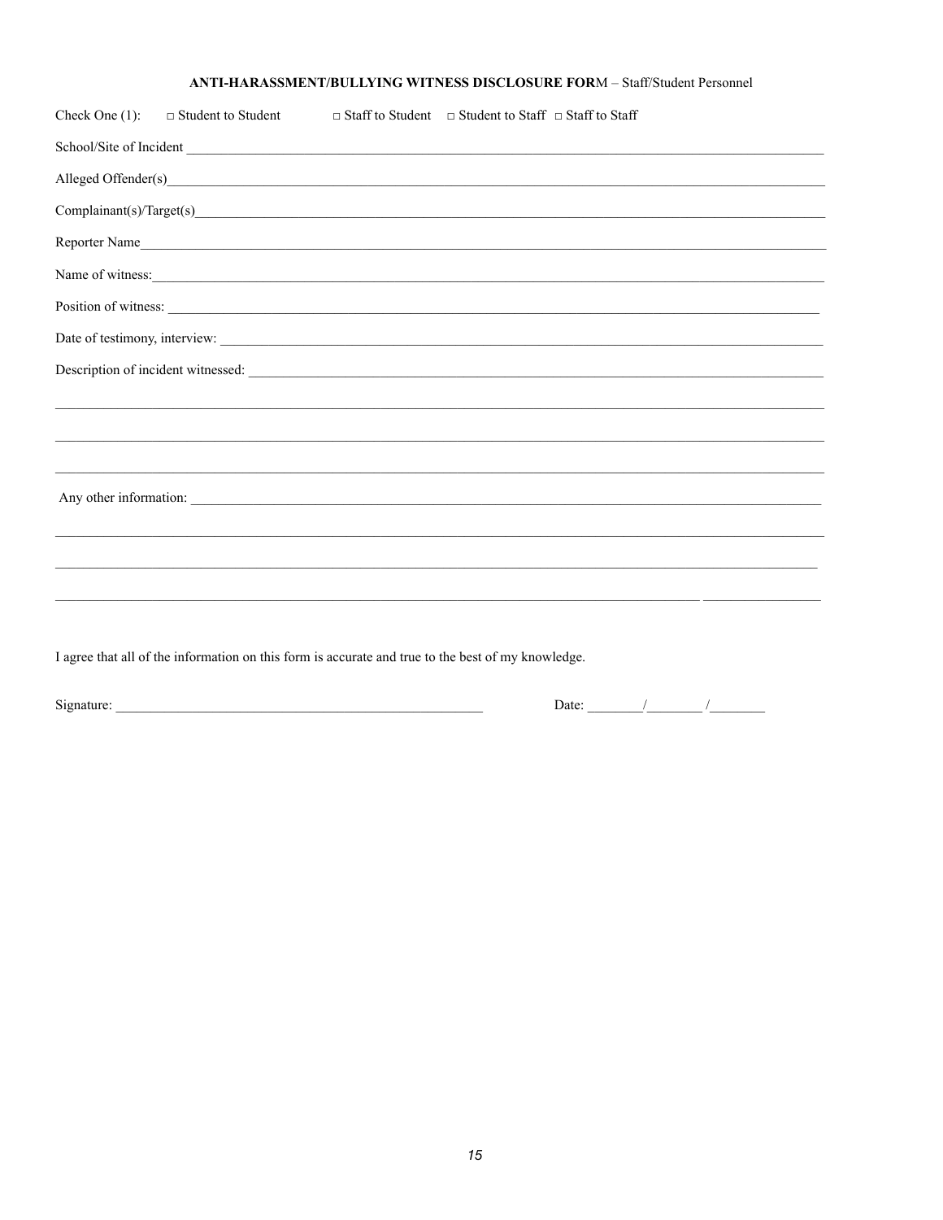**ANTI-HARASSMENT/BULLYING WITNESS DISCLOSURE FOR**M – Staff/Student Personnel

Check One (1): □ Student to Student □ Staff to Student □ Student to Staff □ Staff to Staff

School/Site of Incident ______________________________________________________________________________

Alleged Offender(s)__________________________________________________________________________________

Complainant(s)/Target(s)______________________________________________________________________________

Reporter Name______________________________________________________________________________________

Name of witness:____________________________________________________________________________________

Position of witness: _________________________________________________________________________________

Date of testimony, interview: __________________________________________________________________________

Description of incident witnessed: ______________________________________________________________________

_____________________________________________________________________________________________________

_____________________________________________________________________________________________________

_____________________________________________________________________________________________________

Any other information: _______________________________________________________________________________

_____________________________________________________________________________________________________

_____________________________________________________________________________________________________

_____________________________________________________________________________________________________

I agree that all of the information on this form is accurate and true to the best of my knowledge.

Signature: ______________________________________________ Date: ________/________ /________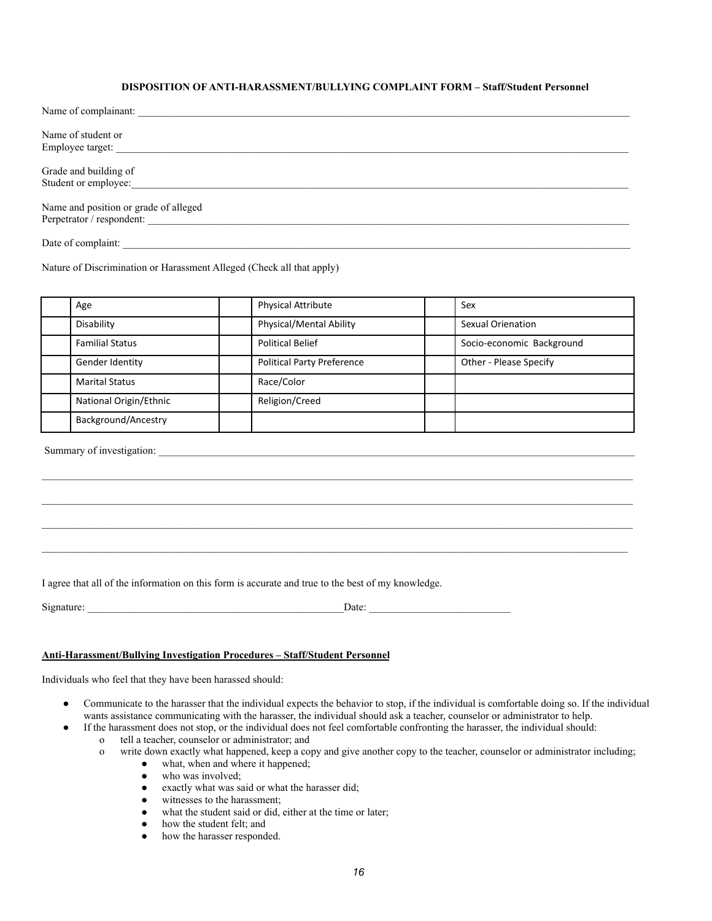**DISPOSITION OF ANTI-HARASSMENT/BULLYING COMPLAINT FORM – Staff/Student Personnel**

Name of complainant: ___________________________________________

Name of student or
Employee target: ___________________________________________

Grade and building of
Student or employee: ___________________________________________

Name and position or grade of alleged
Perpetrator / respondent: ___________________________________________

Date of complaint: ___________________________________________

Nature of Discrimination or Harassment Alleged (Check all that apply)

| | | | | | |
|---|---|---|---|---|---|
| | Age | | Physical Attribute | | Sex |
| | Disability | | Physical/Mental Ability | | Sexual Orienation |
| | Familial Status | | Political Belief | | Socio-economic Background |
| | Gender Identity | | Political Party Preference | | Other - Please Specify |
| | Marital Status | | Race/Color | | |
| | National Origin/Ethnic | | Religion/Creed | | |
| | Background/Ancestry | | | | |

Summary of investigation: ___________________________________________

___________________________________________

___________________________________________

___________________________________________

___________________________________________

I agree that all of the information on this form is accurate and true to the best of my knowledge.

Signature: ___________________________ Date: ___________________

**Anti-Harassment/Bullying Investigation Procedures – Staff/Student Personnel**

Individuals who feel that they have been harassed should:

- Communicate to the harasser that the individual expects the behavior to stop, if the individual is comfortable doing so. If the individual wants assistance communicating with the harasser, the individual should ask a teacher, counselor or administrator to help.
- If the harassment does not stop, or the individual does not feel comfortable confronting the harasser, the individual should:
  - tell a teacher, counselor or administrator; and
  - write down exactly what happened, keep a copy and give another copy to the teacher, counselor or administrator including;
    - what, when and where it happened;
    - who was involved;
    - exactly what was said or what the harasser did;
    - witnesses to the harassment;
    - what the student said or did, either at the time or later;
    - how the student felt; and
    - how the harasser responded.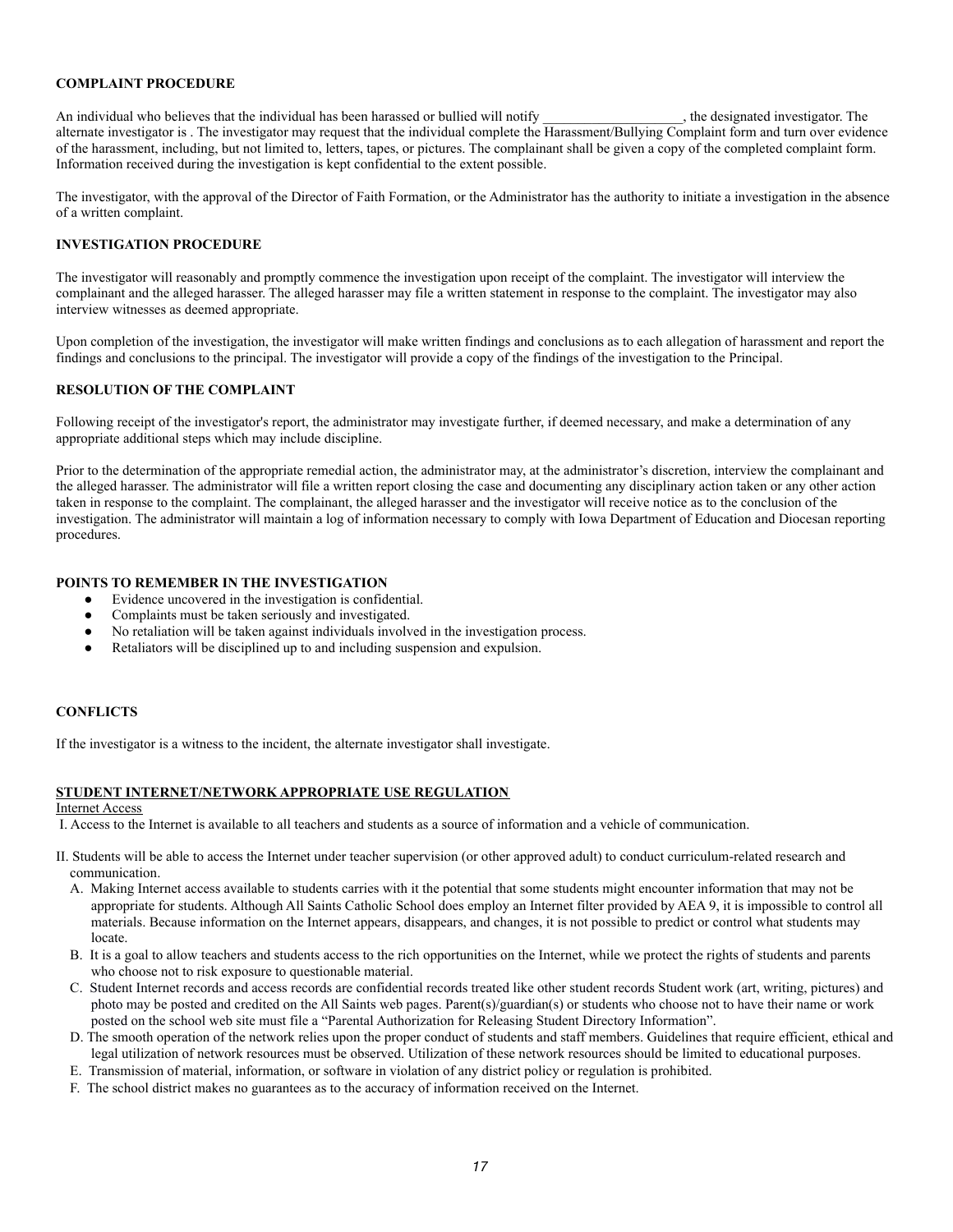**COMPLAINT PROCEDURE**

An individual who believes that the individual has been harassed or bullied will notify ____________________, the designated investigator. The alternate investigator is . The investigator may request that the individual complete the Harassment/Bullying Complaint form and turn over evidence of the harassment, including, but not limited to, letters, tapes, or pictures. The complainant shall be given a copy of the completed complaint form. Information received during the investigation is kept confidential to the extent possible.

The investigator, with the approval of the Director of Faith Formation, or the Administrator has the authority to initiate a investigation in the absence of a written complaint.

**INVESTIGATION PROCEDURE**

The investigator will reasonably and promptly commence the investigation upon receipt of the complaint. The investigator will interview the complainant and the alleged harasser. The alleged harasser may file a written statement in response to the complaint. The investigator may also interview witnesses as deemed appropriate.

Upon completion of the investigation, the investigator will make written findings and conclusions as to each allegation of harassment and report the findings and conclusions to the principal. The investigator will provide a copy of the findings of the investigation to the Principal.

**RESOLUTION OF THE COMPLAINT**

Following receipt of the investigator's report, the administrator may investigate further, if deemed necessary, and make a determination of any appropriate additional steps which may include discipline.

Prior to the determination of the appropriate remedial action, the administrator may, at the administrator's discretion, interview the complainant and the alleged harasser. The administrator will file a written report closing the case and documenting any disciplinary action taken or any other action taken in response to the complaint. The complainant, the alleged harasser and the investigator will receive notice as to the conclusion of the investigation. The administrator will maintain a log of information necessary to comply with Iowa Department of Education and Diocesan reporting procedures.

**POINTS TO REMEMBER IN THE INVESTIGATION**

- Evidence uncovered in the investigation is confidential.
- Complaints must be taken seriously and investigated.
- No retaliation will be taken against individuals involved in the investigation process.
- Retaliators will be disciplined up to and including suspension and expulsion.

**CONFLICTS**

If the investigator is a witness to the incident, the alternate investigator shall investigate.

**STUDENT INTERNET/NETWORK APPROPRIATE USE REGULATION**

Internet Access

I. Access to the Internet is available to all teachers and students as a source of information and a vehicle of communication.

II. Students will be able to access the Internet under teacher supervision (or other approved adult) to conduct curriculum-related research and communication.

A. Making Internet access available to students carries with it the potential that some students might encounter information that may not be appropriate for students. Although All Saints Catholic School does employ an Internet filter provided by AEA 9, it is impossible to control all materials. Because information on the Internet appears, disappears, and changes, it is not possible to predict or control what students may locate.

B. It is a goal to allow teachers and students access to the rich opportunities on the Internet, while we protect the rights of students and parents who choose not to risk exposure to questionable material.

C. Student Internet records and access records are confidential records treated like other student records Student work (art, writing, pictures) and photo may be posted and credited on the All Saints web pages. Parent(s)/guardian(s) or students who choose not to have their name or work posted on the school web site must file a "Parental Authorization for Releasing Student Directory Information".

D. The smooth operation of the network relies upon the proper conduct of students and staff members. Guidelines that require efficient, ethical and legal utilization of network resources must be observed. Utilization of these network resources should be limited to educational purposes.

E. Transmission of material, information, or software in violation of any district policy or regulation is prohibited.

F. The school district makes no guarantees as to the accuracy of information received on the Internet.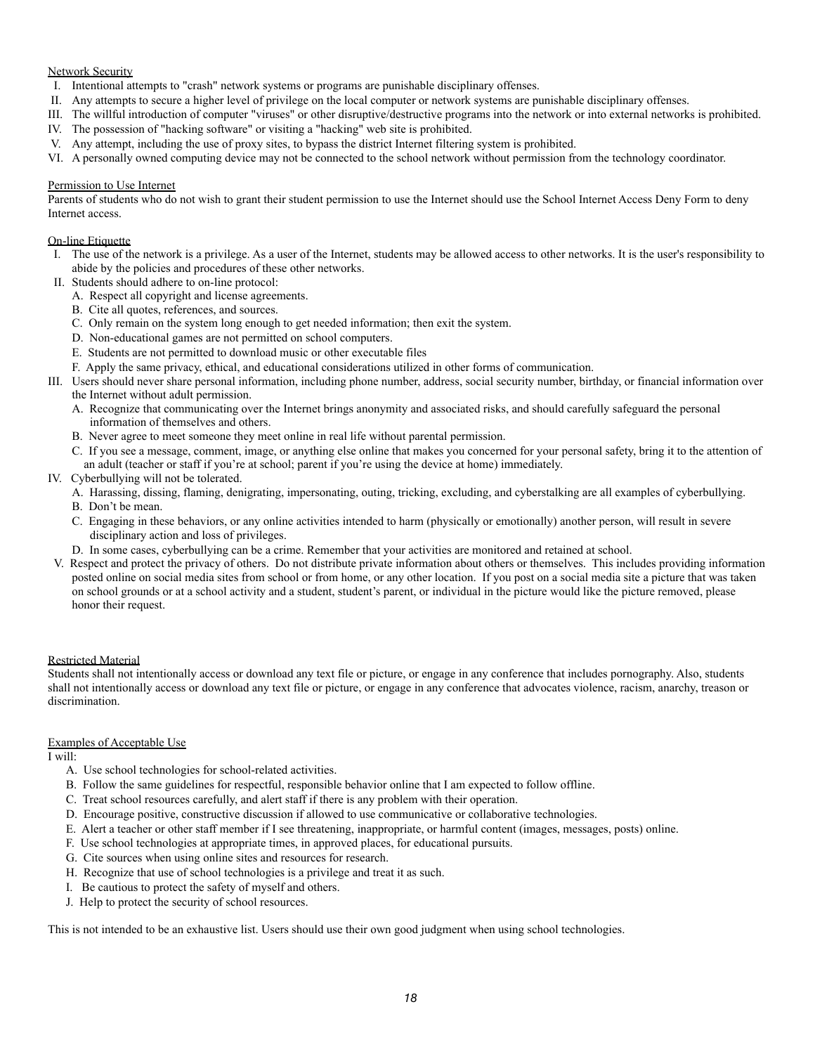Network Security

I. Intentional attempts to "crash" network systems or programs are punishable disciplinary offenses.
II. Any attempts to secure a higher level of privilege on the local computer or network systems are punishable disciplinary offenses.
III. The willful introduction of computer "viruses" or other disruptive/destructive programs into the network or into external networks is prohibited.
IV. The possession of "hacking software" or visiting a "hacking" web site is prohibited.
V. Any attempt, including the use of proxy sites, to bypass the district Internet filtering system is prohibited.
VI. A personally owned computing device may not be connected to the school network without permission from the technology coordinator.

Permission to Use Internet

Parents of students who do not wish to grant their student permission to use the Internet should use the School Internet Access Deny Form to deny Internet access.

On-line Etiquette

I. The use of the network is a privilege. As a user of the Internet, students may be allowed access to other networks. It is the user's responsibility to abide by the policies and procedures of these other networks.
II. Students should adhere to on-line protocol:
   A. Respect all copyright and license agreements.
   B. Cite all quotes, references, and sources.
   C. Only remain on the system long enough to get needed information; then exit the system.
   D. Non-educational games are not permitted on school computers.
   E. Students are not permitted to download music or other executable files
   F. Apply the same privacy, ethical, and educational considerations utilized in other forms of communication.
III. Users should never share personal information, including phone number, address, social security number, birthday, or financial information over the Internet without adult permission.
   A. Recognize that communicating over the Internet brings anonymity and associated risks, and should carefully safeguard the personal information of themselves and others.
   B. Never agree to meet someone they meet online in real life without parental permission.
   C. If you see a message, comment, image, or anything else online that makes you concerned for your personal safety, bring it to the attention of an adult (teacher or staff if you're at school; parent if you're using the device at home) immediately.
IV. Cyberbullying will not be tolerated.
   A. Harassing, dissing, flaming, denigrating, impersonating, outing, tricking, excluding, and cyberstalking are all examples of cyberbullying.
   B. Don't be mean.
   C. Engaging in these behaviors, or any online activities intended to harm (physically or emotionally) another person, will result in severe disciplinary action and loss of privileges.
   D. In some cases, cyberbullying can be a crime. Remember that your activities are monitored and retained at school.
V. Respect and protect the privacy of others. Do not distribute private information about others or themselves. This includes providing information posted online on social media sites from school or from home, or any other location. If you post on a social media site a picture that was taken on school grounds or at a school activity and a student, student's parent, or individual in the picture would like the picture removed, please honor their request.

Restricted Material

Students shall not intentionally access or download any text file or picture, or engage in any conference that includes pornography. Also, students shall not intentionally access or download any text file or picture, or engage in any conference that advocates violence, racism, anarchy, treason or discrimination.

Examples of Acceptable Use

I will:

A. Use school technologies for school-related activities.
B. Follow the same guidelines for respectful, responsible behavior online that I am expected to follow offline.
C. Treat school resources carefully, and alert staff if there is any problem with their operation.
D. Encourage positive, constructive discussion if allowed to use communicative or collaborative technologies.
E. Alert a teacher or other staff member if I see threatening, inappropriate, or harmful content (images, messages, posts) online.
F. Use school technologies at appropriate times, in approved places, for educational pursuits.
G. Cite sources when using online sites and resources for research.
H. Recognize that use of school technologies is a privilege and treat it as such.
I. Be cautious to protect the safety of myself and others.
J. Help to protect the security of school resources.

This is not intended to be an exhaustive list. Users should use their own good judgment when using school technologies.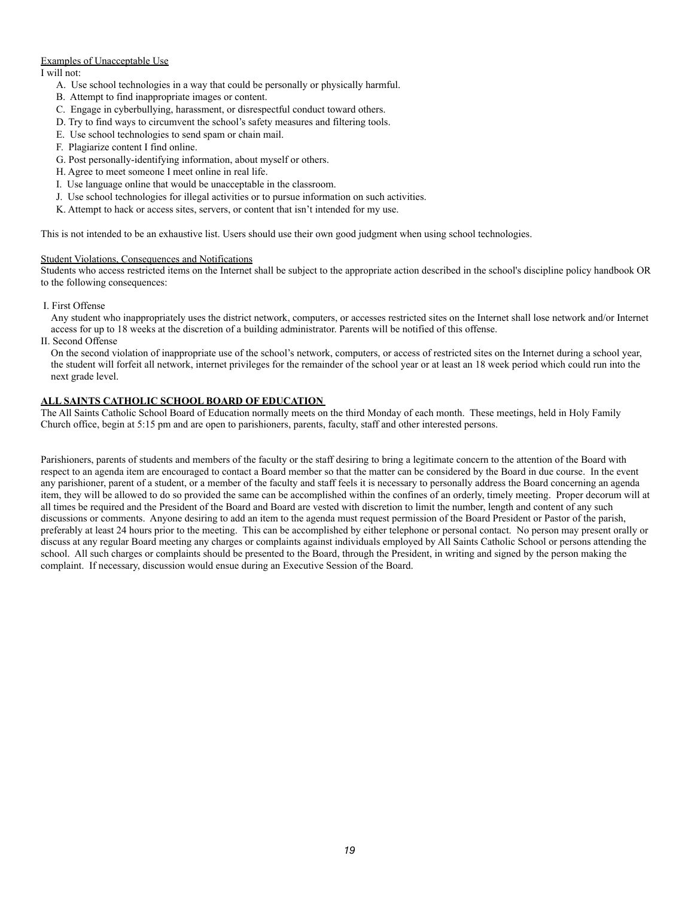Examples of Unacceptable Use

I will not:

A. Use school technologies in a way that could be personally or physically harmful.
B. Attempt to find inappropriate images or content.
C. Engage in cyberbullying, harassment, or disrespectful conduct toward others.
D. Try to find ways to circumvent the school's safety measures and filtering tools.
E. Use school technologies to send spam or chain mail.
F. Plagiarize content I find online.
G. Post personally-identifying information, about myself or others.
H. Agree to meet someone I meet online in real life.
I. Use language online that would be unacceptable in the classroom.
J. Use school technologies for illegal activities or to pursue information on such activities.
K. Attempt to hack or access sites, servers, or content that isn't intended for my use.

This is not intended to be an exhaustive list. Users should use their own good judgment when using school technologies.

Student Violations, Consequences and Notifications

Students who access restricted items on the Internet shall be subject to the appropriate action described in the school's discipline policy handbook OR to the following consequences:

I. First Offense
Any student who inappropriately uses the district network, computers, or accesses restricted sites on the Internet shall lose network and/or Internet access for up to 18 weeks at the discretion of a building administrator. Parents will be notified of this offense.

II. Second Offense
On the second violation of inappropriate use of the school's network, computers, or access of restricted sites on the Internet during a school year, the student will forfeit all network, internet privileges for the remainder of the school year or at least an 18 week period which could run into the next grade level.

**ALL SAINTS CATHOLIC SCHOOL BOARD OF EDUCATION**

The All Saints Catholic School Board of Education normally meets on the third Monday of each month. These meetings, held in Holy Family Church office, begin at 5:15 pm and are open to parishioners, parents, faculty, staff and other interested persons.

Parishioners, parents of students and members of the faculty or the staff desiring to bring a legitimate concern to the attention of the Board with respect to an agenda item are encouraged to contact a Board member so that the matter can be considered by the Board in due course. In the event any parishioner, parent of a student, or a member of the faculty and staff feels it is necessary to personally address the Board concerning an agenda item, they will be allowed to do so provided the same can be accomplished within the confines of an orderly, timely meeting. Proper decorum will at all times be required and the President of the Board and Board are vested with discretion to limit the number, length and content of any such discussions or comments. Anyone desiring to add an item to the agenda must request permission of the Board President or Pastor of the parish, preferably at least 24 hours prior to the meeting. This can be accomplished by either telephone or personal contact. No person may present orally or discuss at any regular Board meeting any charges or complaints against individuals employed by All Saints Catholic School or persons attending the school. All such charges or complaints should be presented to the Board, through the President, in writing and signed by the person making the complaint. If necessary, discussion would ensue during an Executive Session of the Board.